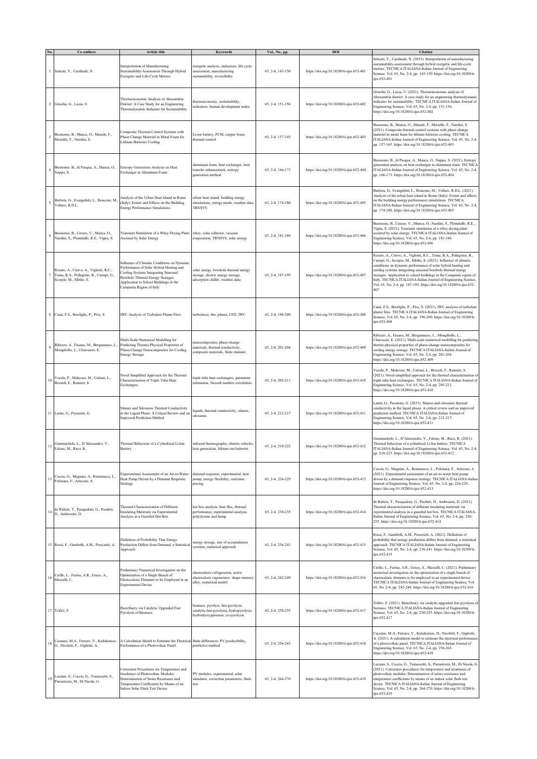| No. | Co-authors | Article title | Keywords | Vol., No., pp. | DOI | Citation |
|---|---|---|---|---|---|---|
| 1 | Selicati, V., Cardinale, N. | Interpretation of Manufacturing Sustainability-Assessment Through Hybrid Exergetic and Life-Cycle Metrics | exergetic analysis, indicators, life cycle assessment, manufacturing sustainability, reversibility | 65, 2-4, 143-150 | https://doi.org/10.18280/ti-ijes.652-401 | Selicati, V., Cardinale, N. (2021). Interpretation of manufacturing sustainability-assessment through hybrid exergetic and life-cycle metrics. TECNICA ITALIANA-Italian Journal of Engineering Science, Vol. 65, No. 2-4, pp. 143-150. https://doi.org/10.18280/ti-ijes.652-401 |
| 2 | Grisolia, G., Lucia, U. | Thermoeconomic Analysis of Alessandria District: A Case Study for an Engineering Thermodynamic Indicator for Sustainability | thermoeconomy, sustainability, indicators, human development index | 65, 2-4, 151-156 | https://doi.org/10.18280/ti-ijes.652-402 | Grisolia, G., Lucia, U. (2021). Thermoeconomic analysis of Alessandria district: A case study for an engineering thermodynamic indicator for sustainability. TECNICA ITALIANA-Italian Journal of Engineering Science, Vol. 65, No. 2-4, pp. 151-156. https://doi.org/10.18280/ti-ijes.652-402 |
| 3 | Buonomo, B., Manca, O., Menale, F., Moriello, F., Nardini, S. | Composite Thermal Control Systems with Phase Change Material in Metal Foam for Lithium Batteries Cooling | Li-ion battery, PCM, copper foam, thermal control | 65, 2-4, 157-165 | https://doi.org/10.18280/ti-ijes.652-403 | Buonomo, B., Manca, O., Menale, F., Moriello, F., Nardini, S. (2021). Composite thermal control systems with phase change material in metal foam for lithium batteries cooling. TECNICA ITALIANA-Italian Journal of Engineering Science, Vol. 65, No. 2-4, pp. 157-165. https://doi.org/10.18280/ti-ijes.652-403 |
| 4 | Buonomo, B., di Pasqua, A., Manca, O., Nappo, S. | Entropy Generation Analysis on Heat Exchanger in Aluminum Foam | aluminum foam, heat exchanger, heat transfer enhancement, entropy generation method | 65, 2-4, 166-173 | https://doi.org/10.18280/ti-ijes.652-404 | Buonomo, B., di Pasqua, A., Manca, O., Nappo, S. (2021). Entropy generation analysis on heat exchanger in aluminum foam. TECNICA ITALIANA-Italian Journal of Engineering Science, Vol. 65, No. 2-4, pp. 166-173. https://doi.org/10.18280/ti-ijes.652-404 |
| 5 | Battista, G., Evangelisti, L., Roncone, M., Vollaro, R.D.L. | Analysis of the Urban Heat Island in Rome (Italy): Extent and Effects on the Building Energy Performance Simulations | urban heat island, building energy simulations, energy needs, weather data, TRNSYS | 65, 2-4, 174-180 | https://doi.org/10.18280/ti-ijes.652-405 | Battista, G., Evangelisti, L., Roncone, M., Vollaro, R.D.L. (2021). Analysis of the urban heat island in Rome (Italy): Extent and effects on the building energy performance simulations. TECNICA ITALIANA-Italian Journal of Engineering Science, Vol. 65, No. 2-4, pp. 174-180. https://doi.org/10.18280/ti-ijes.652-405 |
| 6 | Buonomo, B., Ceraso, V., Manca, O., Nardini, S., Plomitallo, R.E., Vigna, S. | Transient Simulation of a Whey Drying Plant Assisted by Solar Energy | whey, solar collector, vacuum evaporation, TRNSYS, solar energy | 65, 2-4, 181-186 | https://doi.org/10.18280/ti-ijes.652-406 | Buonomo, B., Ceraso, V., Manca, O., Nardini, S., Plomitallo, R.E., Vigna, S. (2021). Transient simulation of a whey drying plant assisted by solar energy. TECNICA ITALIANA-Italian Journal of Engineering Science, Vol. 65, No. 2-4, pp. 181-186. https://doi.org/10.18280/ti-ijes.652-406 |
| 7 | Rosato, A., Ciervo, A., Vigliotti, R.C., Toma, R.A., Pellegrino, R., Ciampi, G., Scorpio, M., Sibilio, S. | Influence of Climatic Conditions on Dynamic Performance of Solar Hybrid Heating and Cooling Systems Integrating Seasonal Borehole Thermal Energy Storages: Application to School Buildings in the Campania Region of Italy | solar energy, borehole thermal energy storage, electric energy storage, adsorption chiller, weather data | 65, 2-4, 187-195 | https://doi.org/10.18280/ti-ijes.652-407 | Rosato, A., Ciervo, A., Vigliotti, R.C., Toma, R.A., Pellegrino, R., Ciampi, G., Scorpio, M., Sibilio, S. (2021). Influence of climatic conditions on dynamic performance of solar hybrid heating and cooling systems integrating seasonal borehole thermal energy storages: Application to school buildings in the Campania region of Italy. TECNICA ITALIANA-Italian Journal of Engineering Science, Vol. 65, No. 2-4, pp. 187-195. https://doi.org/10.18280/ti-ijes.652-407 |
| 8 | Ciani, F.S., Bonfiglio, P., Piva, S. | IWC Analysis of Turbulent Plume Fires | turbulence, fire, plume, CFD, IWC | 65, 2-4, 196-200 | https://doi.org/10.18280/ti-ijes.652-408 | Ciani, F.S., Bonfiglio, P., Piva, S. (2021). IWC analysis of turbulent plume fires. TECNICA ITALIANA-Italian Journal of Engineering Science, Vol. 65, No. 2-4, pp. 196-200. https://doi.org/10.18280/ti-ijes.652-408 |
| 9 | Ribezzo, A., Fasano, M., Bergamasco, L., Mongibello, L., Chiavazzo, E. | Multi-Scale Numerical Modelling for Predicting Thermo-Physical Properties of Phase-Change Nanocomposites for Cooling Energy Storage | nanocomposites, phase change materials, thermal conductivity, composite materials, finite element | 65, 2-4, 201-204 | https://doi.org/10.18280/ti-ijes.652-409 | Ribezzo, A., Fasano, M., Bergamasco, L., Mongibello, L., Chiavazzo, E. (2021). Multi-scale numerical modelling for predicting thermo-physical properties of phase-change nanocomposites for cooling energy storage. TECNICA ITALIANA-Italian Journal of Engineering Science, Vol. 65, No. 2-4, pp. 201-204. https://doi.org/10.18280/ti-ijes.652-409 |
| 10 | Vocale, P., Malavasi, M., Cattani, L., Bozzoli, F., Rainieri, S. | Novel Simplified Approach for the Thermal Characterisation of Triple Tube Heat Exchangers | triple tube heat exchangers, parameter estimation, Nusselt number correlation | 65, 2-4, 205-211 | https://doi.org/10.18280/ti-ijes.652-410 | Vocale, P., Malavasi, M., Cattani, L., Bozzoli, F., Rainieri, S. (2021). Novel simplified approach for the thermal characterisation of triple tube heat exchangers. TECNICA ITALIANA-Italian Journal of Engineering Science, Vol. 65, No. 2-4, pp. 205-211. https://doi.org/10.18280/ti-ijes.652-410 |
| 11 | Latini, G., Passerini, G. | Silanes and Siloxanes Thermal Conductivity in the Liquid Phase: A Critical Review and an Improved Prediction Method | liquids, thermal conductivity, silanes, siloxanes | 65, 2-4, 212-217 | https://doi.org/10.18280/ti-ijes.652-411 | Latini, G., Passerini, G. (2021). Silanes and siloxanes thermal conductivity in the liquid phase: A critical review and an improved prediction method. TECNICA ITALIANA-Italian Journal of Engineering Science, Vol. 65, No. 2-4, pp. 212-217. https://doi.org/10.18280/ti-ijes.652-411 |
| 12 | Giammichele, L., D'Alessandro, V., Falone, M., Ricci, R. | Thermal Behaviour of a Cylindrical Li-Ion Battery | infrared thermography, electric vehicles, heat generation, lithium ion batteries | 65, 2-4, 218-223 | https://doi.org/10.18280/ti-ijes.652-412 | Giammichele, L., D'Alessandro, V., Falone, M., Ricci, R. (2021). Thermal behaviour of a cylindrical Li-ion battery. TECNICA ITALIANA-Italian Journal of Engineering Science, Vol. 65, No. 2-4, pp. 218-223. https://doi.org/10.18280/ti-ijes.652-412 |
| 13 | Coccia, G., Mugnini, A., Romanucci, L., Polonara, F., Arteconi, A. | Experimental Assessment of an Air-to-Water Heat Pump Driven by a Demand Response Strategy | demand response, experimental, heat pump, energy flexibility, real-time pricing | 65, 2-4, 224-229 | https://doi.org/10.18280/ti-ijes.652-413 | Coccia, G., Mugnini, A., Romanucci, L., Polonara, F., Arteconi, A. (2021). Experimental assessment of an air-to-water heat pump driven by a demand response strategy. TECNICA ITALIANA-Italian Journal of Engineering Science, Vol. 65, No. 2-4, pp. 224-229. https://doi.org/10.18280/ti-ijes.652-413 |
| 14 | de Rubeis, T., Pasqualoni, G., Paoletti, D., Ambrosini, D. | Thermal Characterization of Different Insulating Materials via Experimental Analysis in a Guarded Hot Box | hot box analysis, heat flux, thermal performance, experimental analysis, polystyrene and hemp | 65, 2-4, 230-235 | https://doi.org/10.18280/ti-ijes.652-414 | de Rubeis, T., Pasqualoni, G., Paoletti, D., Ambrosini, D. (2021). Thermal characterization of different insulating materials via experimental analysis in a guarded hot box. TECNICA ITALIANA-Italian Journal of Engineering Science, Vol. 65, No. 2-4, pp. 230-235. https://doi.org/10.18280/ti-ijes.652-414 |
| 15 | Rossi, F., Gambelli, A.M., Presciutti, A. | Definition of Probability That Energy Production Differs from Demand, a Statistical Approach | energy storage, size of accumulation systems, statistical approach | 65, 2-4, 236-241 | https://doi.org/10.18280/ti-ijes.652-415 | Rossi, F., Gambelli, A.M., Presciutti, A. (2021). Definition of probability that energy production differs from demand, a statistical approach. TECNICA ITALIANA-Italian Journal of Engineering Science, Vol. 65, No. 2-4, pp. 236-241. https://doi.org/10.18280/ti-ijes.652-415 |
| 16 | Cirillo, L., Farina, A.R., Greco, A., Masselli, C. | Preliminary Numerical Investigation on the Optimization of a Single Bunch of Elastocaloric Elements to be Employed in an Experimental Device | elastocaloric refrigeration, active elastocaloric regenerator, shape memory alloy, numerical model | 65, 2-4, 242-249 | https://doi.org/10.18280/ti-ijes.652-416 | Cirillo, L., Farina, A.R., Greco, A., Masselli, C. (2021). Preliminary numerical investigation on the optimization of a single bunch of elastocaloric elements to be employed in an experimental device. TECNICA ITALIANA-Italian Journal of Engineering Science, Vol. 65, No. 2-4, pp. 242-249. https://doi.org/10.18280/ti-ijes.652-416 |
| 17 | Trifirò, F. | Biorefinery via Catalytic Upgraded Fast Pyrolysis of Biomass | biomass, pyrolysi, fast-pyrolysis, catalytic-fast-pyrolysis, hydropyrolysis, hydrodeoxygenation, co-pyrolysis | 65, 2-4, 250-255 | https://doi.org/10.18280/ti-ijes.652-417 | Trifirò, F. (2021). Biorefinery via catalytic upgraded fast pyrolysis of biomass. TECNICA ITALIANA-Italian Journal of Engineering Science, Vol. 65, No. 2-4, pp. 250-255. https://doi.org/10.18280/ti-ijes.652-417 |
| 18 | Cucumo, M.A., Ferraro, V., Kaliakatsos, D., Nicoletti, F., Gigliotti, A. | A Calculation Model to Estimate the Electrical Performance of a Photovoltaic Panel | finite differences, PV producibility, predictive method | 65, 2-4, 256-263 | https://doi.org/10.18280/ti-ijes.652-418 | Cucumo, M.A., Ferraro, V., Kaliakatsos, D., Nicoletti, F., Gigliotti, A. (2021). A calculation model to estimate the electrical performance of a photovoltaic panel. TECNICA ITALIANA-Italian Journal of Engineering Science, Vol. 65, No. 2-4, pp. 256-263. https://doi.org/10.18280/ti-ijes.652-418 |
| 19 | Luciani, S., Coccia, G., Tomassetti, S., Pierantozzi, M., Di Nicola, G. | Correction Procedures for Temperature and Irradiance of Photovoltaic Modules: Determination of Series Resistance and Temperature Coefficients by Means of an Indoor Solar Flash Test Device | PV modules, experimental, solar simulator, correction parameters, flash test | 65, 2-4, 264-270 | https://doi.org/10.18280/ti-ijes.652-419 | Luciani, S., Coccia, G., Tomassetti, S., Pierantozzi, M., Di Nicola, G. (2021). Correction procedures for temperature and irradiance of photovoltaic modules: Determination of series resistance and temperature coefficients by means of an indoor solar flash test device. TECNICA ITALIANA-Italian Journal of Engineering Science, Vol. 65, No. 2-4, pp. 264-270. https://doi.org/10.18280/ti-ijes.652-419 |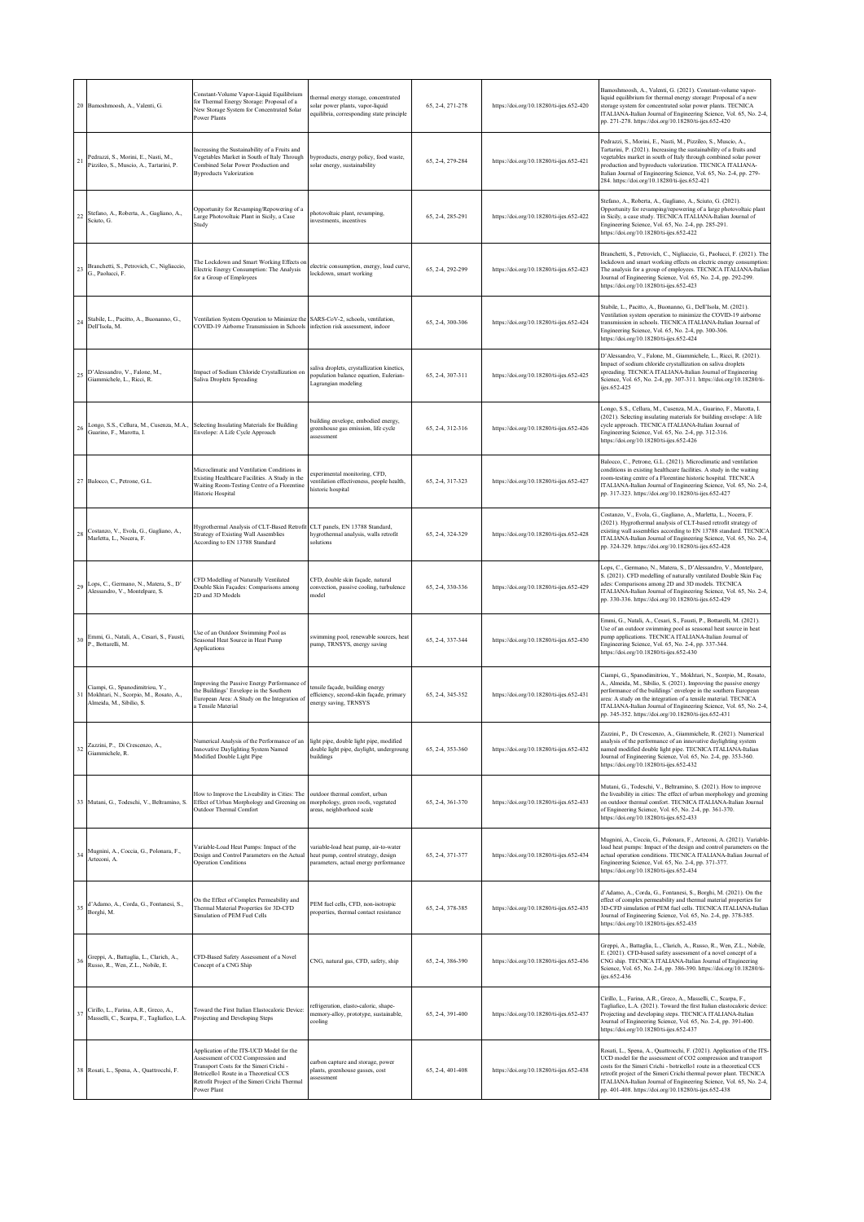| 20 | Bamoshmoosh, A., Valenti, G. | Constant-Volume Vapor-Liquid Equilibrium for Thermal Energy Storage: Proposal of a New Storage System for Concentrated Solar Power Plants | thermal energy storage, concentrated solar power plants, vapor-liquid equilibria, corresponding state principle | 65, 2-4, 271-278 | https://doi.org/10.18280/ti-ijes.652-420 | Bamoshmoosh, A., Valenti, G. (2021). Constant-volume vapor-liquid equilibrium for thermal energy storage: Proposal of a new storage system for concentrated solar power plants. TECNICA ITALIANA-Italian Journal of Engineering Science, Vol. 65, No. 2-4, pp. 271-278. https://doi.org/10.18280/ti-ijes.652-420 |
|---|---|---|---|---|---|---|
| 21 | Pedrazzi, S., Morini, E., Nasti, M., Pizzileo, S., Muscio, A., Tartarini, P. | Increasing the Sustainability of a Fruits and Vegetables Market in South of Italy Through Combined Solar Power Production and Byproducts Valorization | byproducts, energy policy, food waste, solar energy, sustainability | 65, 2-4, 279-284 | https://doi.org/10.18280/ti-ijes.652-421 | Pedrazzi, S., Morini, E., Nasti, M., Pizzileo, S., Muscio, A., Tartarini, P. (2021). Increasing the sustainability of a fruits and vegetables market in south of Italy through combined solar power production and byproducts valorization. TECNICA ITALIANA-Italian Journal of Engineering Science, Vol. 65, No. 2-4, pp. 279-284. https://doi.org/10.18280/ti-ijes.652-421 |
| 22 | Stefano, A., Roberta, A., Gagliano, A., Sciuto, G. | Opportunity for Revamping/Repowering of a Large Photovoltaic Plant in Sicily, a Case Study | photovoltaic plant, revamping, investments, incentives | 65, 2-4, 285-291 | https://doi.org/10.18280/ti-ijes.652-422 | Stefano, A., Roberta, A., Gagliano, A., Sciuto, G. (2021). Opportunity for revamping/repowering of a large photovoltaic plant in Sicily, a case study. TECNICA ITALIANA-Italian Journal of Engineering Science, Vol. 65, No. 2-4, pp. 285-291. https://doi.org/10.18280/ti-ijes.652-422 |
| 23 | Branchetti, S., Petrovich, C., Nigliaccio, G., Paolucci, F. | The Lockdown and Smart Working Effects on Electric Energy Consumption: The Analysis for a Group of Employees | electric consumption, energy, load curve, lockdown, smart working | 65, 2-4, 292-299 | https://doi.org/10.18280/ti-ijes.652-423 | Branchetti, S., Petrovich, C., Nigliaccio, G., Paolucci, F. (2021). The lockdown and smart working effects on electric energy consumption: The analysis for a group of employees. TECNICA ITALIANA-Italian Journal of Engineering Science, Vol. 65, No. 2-4, pp. 292-299. https://doi.org/10.18280/ti-ijes.652-423 |
| 24 | Stabile, L., Pacitto, A., Buonanno, G., Dell'Isola, M. | Ventilation System Operation to Minimize the COVID-19 Airborne Transmission in Schools | SARS-CoV-2, schools, ventilation, infection risk assessment, indoor | 65, 2-4, 300-306 | https://doi.org/10.18280/ti-ijes.652-424 | Stabile, L., Pacitto, A., Buonanno, G., Dell'Isola, M. (2021). Ventilation system operation to minimize the COVID-19 airborne transmission in schools. TECNICA ITALIANA-Italian Journal of Engineering Science, Vol. 65, No. 2-4, pp. 300-306. https://doi.org/10.18280/ti-ijes.652-424 |
| 25 | D'Alessandro, V., Falone, M., Giammichele, L., Ricci, R. | Impact of Sodium Chloride Crystallization on Saliva Droplets Spreading | saliva droplets, crystallization kinetics, population balance equation, Eulerian-Lagrangian modeling | 65, 2-4, 307-311 | https://doi.org/10.18280/ti-ijes.652-425 | D'Alessandro, V., Falone, M., Giammichele, L., Ricci, R. (2021). Impact of sodium chloride crystallization on saliva droplets spreading. TECNICA ITALIANA-Italian Journal of Engineering Science, Vol. 65, No. 2-4, pp. 307-311. https://doi.org/10.18280/ti-ijes.652-425 |
| 26 | Longo, S.S., Cellura, M., Cusenza, M.A., Guarino, F., Marotta, I. | Selecting Insulating Materials for Building Envelope: A Life Cycle Approach | building envelope, embodied energy, greenhouse gas emission, life cycle assessment | 65, 2-4, 312-316 | https://doi.org/10.18280/ti-ijes.652-426 | Longo, S.S., Cellura, M., Cusenza, M.A., Guarino, F., Marotta, I. (2021). Selecting insulating materials for building envelope: A life cycle approach. TECNICA ITALIANA-Italian Journal of Engineering Science, Vol. 65, No. 2-4, pp. 312-316. https://doi.org/10.18280/ti-ijes.652-426 |
| 27 | Balocco, C., Petrone, G.L. | Microclimatic and Ventilation Conditions in Existing Healthcare Facilities. A Study in the Waiting Room-Testing Centre of a Florentine Historic Hospital | experimental monitoring, CFD, ventilation effectiveness, people health, historic hospital | 65, 2-4, 317-323 | https://doi.org/10.18280/ti-ijes.652-427 | Balocco, C., Petrone, G.L. (2021). Microclimatic and ventilation conditions in existing healthcare facilities. A study in the waiting room-testing centre of a Florentine historic hospital. TECNICA ITALIANA-Italian Journal of Engineering Science, Vol. 65, No. 2-4, pp. 317-323. https://doi.org/10.18280/ti-ijes.652-427 |
| 28 | Costanzo, V., Evola, G., Gagliano, A., Marletta, L., Nocera, F. | Hygrothermal Analysis of CLT-Based Retrofit Strategy of Existing Wall Assemblies According to EN 13788 Standard | CLT panels, EN 13788 Standard, hygrothermal analysis, walls retrofit solutions | 65, 2-4, 324-329 | https://doi.org/10.18280/ti-ijes.652-428 | Costanzo, V., Evola, G., Gagliano, A., Marletta, L., Nocera, F. (2021). Hygrothermal analysis of CLT-based retrofit strategy of existing wall assemblies according to EN 13788 standard. TECNICA ITALIANA-Italian Journal of Engineering Science, Vol. 65, No. 2-4, pp. 324-329. https://doi.org/10.18280/ti-ijes.652-428 |
| 29 | Lops, C., Germano, N., Matera, S., D'Alessandro, V., Montelpare, S. | CFD Modelling of Naturally Ventilated Double Skin Façades: Comparisons among 2D and 3D Models | CFD, double skin façade, natural convection, passive cooling, turbulence model | 65, 2-4, 330-336 | https://doi.org/10.18280/ti-ijes.652-429 | Lops, C., Germano, N., Matera, S., D'Alessandro, V., Montelpare, S. (2021). CFD modelling of naturally ventilated Double Skin Faç ades: Comparisons among 2D and 3D models. TECNICA ITALIANA-Italian Journal of Engineering Science, Vol. 65, No. 2-4, pp. 330-336. https://doi.org/10.18280/ti-ijes.652-429 |
| 30 | Emmi, G., Natali, A., Cesari, S., Fausti, P., Bottarelli, M. | Use of an Outdoor Swimming Pool as Seasonal Heat Source in Heat Pump Applications | swimming pool, renewable sources, heat pump, TRNSYS, energy saving | 65, 2-4, 337-344 | https://doi.org/10.18280/ti-ijes.652-430 | Emmi, G., Natali, A., Cesari, S., Fausti, P., Bottarelli, M. (2021). Use of an outdoor swimming pool as seasonal heat source in heat pump applications. TECNICA ITALIANA-Italian Journal of Engineering Science, Vol. 65, No. 2-4, pp. 337-344. https://doi.org/10.18280/ti-ijes.652-430 |
| 31 | Ciampi, G., Spanodimitriou, Y., Mokhtari, N., Scorpio, M., Rosato, A., Almeida, M., Sibilio, S. | Improving the Passive Energy Performance of the Buildings' Envelope in the Southern European Area: A Study on the Integration of a Tensile Material | tensile façade, building energy efficiency, second-skin façade, primary energy saving, TRNSYS | 65, 2-4, 345-352 | https://doi.org/10.18280/ti-ijes.652-431 | Ciampi, G., Spanodimitriou, Y., Mokhtari, N., Scorpio, M., Rosato, A., Almeida, M., Sibilio, S. (2021). Improving the passive energy performance of the buildings' envelope in the southern European area: A study on the integration of a tensile material. TECNICA ITALIANA-Italian Journal of Engineering Science, Vol. 65, No. 2-4, pp. 345-352. https://doi.org/10.18280/ti-ijes.652-431 |
| 32 | Zazzini, P., Di Crescenzo, A., Giammichele, R. | Numerical Analysis of the Performance of an Innovative Daylighting System Named Modified Double Light Pipe | light pipe, double light pipe, modified double light pipe, daylight, underground buildings | 65, 2-4, 353-360 | https://doi.org/10.18280/ti-ijes.652-432 | Zazzini, P., Di Crescenzo, A., Giammichele, R. (2021). Numerical analysis of the performance of an innovative daylighting system named modified double light pipe. TECNICA ITALIANA-Italian Journal of Engineering Science, Vol. 65, No. 2-4, pp. 353-360. https://doi.org/10.18280/ti-ijes.652-432 |
| 33 | Mutani, G., Todeschi, V., Beltramino, S. | How to Improve the Liveability in Cities: The Effect of Urban Morphology and Greening on Outdoor Thermal Comfort | outdoor thermal comfort, urban morphology, green roofs, vegetated areas, neighborhood scale | 65, 2-4, 361-370 | https://doi.org/10.18280/ti-ijes.652-433 | Mutani, G., Todeschi, V., Beltramino, S. (2021). How to improve the liveability in cities: The effect of urban morphology and greening on outdoor thermal comfort. TECNICA ITALIANA-Italian Journal of Engineering Science, Vol. 65, No. 2-4, pp. 361-370. https://doi.org/10.18280/ti-ijes.652-433 |
| 34 | Mugnini, A., Coccia, G., Polonara, F., Arteconi, A. | Variable-Load Heat Pumps: Impact of the Design and Control Parameters on the Actual Operation Conditions | variable-load heat pump, air-to-water heat pump, control strategy, design parameters, actual energy performance | 65, 2-4, 371-377 | https://doi.org/10.18280/ti-ijes.652-434 | Mugnini, A., Coccia, G., Polonara, F., Arteconi, A. (2021). Variable-load heat pumps: Impact of the design and control parameters on the actual operation conditions. TECNICA ITALIANA-Italian Journal of Engineering Science, Vol. 65, No. 2-4, pp. 371-377. https://doi.org/10.18280/ti-ijes.652-434 |
| 35 | d'Adamo, A., Corda, G., Fontanesi, S., Borghi, M. | On the Effect of Complex Permeability and Thermal Material Properties for 3D-CFD Simulation of PEM Fuel Cells | PEM fuel cells, CFD, non-isotropic properties, thermal contact resistance | 65, 2-4, 378-385 | https://doi.org/10.18280/ti-ijes.652-435 | d'Adamo, A., Corda, G., Fontanesi, S., Borghi, M. (2021). On the effect of complex permeability and thermal material properties for 3D-CFD simulation of PEM fuel cells. TECNICA ITALIANA-Italian Journal of Engineering Science, Vol. 65, No. 2-4, pp. 378-385. https://doi.org/10.18280/ti-ijes.652-435 |
| 36 | Greppi, A., Battaglia, L., Clarich, A., Russo, R., Wen, Z.L., Nobile, E. | CFD-Based Safety Assessment of a Novel Concept of a CNG Ship | CNG, natural gas, CFD, safety, ship | 65, 2-4, 386-390 | https://doi.org/10.18280/ti-ijes.652-436 | Greppi, A., Battaglia, L., Clarich, A., Russo, R., Wen, Z.L., Nobile, E. (2021). CFD-based safety assessment of a novel concept of a CNG ship. TECNICA ITALIANA-Italian Journal of Engineering Science, Vol. 65, No. 2-4, pp. 386-390. https://doi.org/10.18280/ti-ijes.652-436 |
| 37 | Cirillo, L., Farina, A.R., Greco, A., Masselli, C., Scarpa, F., Tagliafico, L.A. | Toward the First Italian Elastocaloric Device: Projecting and Developing Steps | refrigeration, elasto-caloric, shape-memory-alloy, prototype, sustainable, cooling | 65, 2-4, 391-400 | https://doi.org/10.18280/ti-ijes.652-437 | Cirillo, L., Farina, A.R., Greco, A., Masselli, C., Scarpa, F., Tagliafico, L.A. (2021). Toward the first Italian elastocaloric device: Projecting and developing steps. TECNICA ITALIANA-Italian Journal of Engineering Science, Vol. 65, No. 2-4, pp. 391-400. https://doi.org/10.18280/ti-ijes.652-437 |
| 38 | Rosati, L., Spena, A., Quattrocchi, F. | Application of the ITS-UCD Model for the Assessment of CO2 Compression and Transport Costs for the Simeri Crichi - Botricello1 Route in a Theoretical CCS Retrofit Project of the Simeri Crichi Thermal Power Plant | carbon capture and storage, power plants, greenhouse gasses, cost assessment | 65, 2-4, 401-408 | https://doi.org/10.18280/ti-ijes.652-438 | Rosati, L., Spena, A., Quattrocchi, F. (2021). Application of the ITS-UCD model for the assessment of CO2 compression and transport costs for the Simeri Crichi - botricello1 route in a theoretical CCS retrofit project of the Simeri Crichi thermal power plant. TECNICA ITALIANA-Italian Journal of Engineering Science, Vol. 65, No. 2-4, pp. 401-408. https://doi.org/10.18280/ti-ijes.652-438 |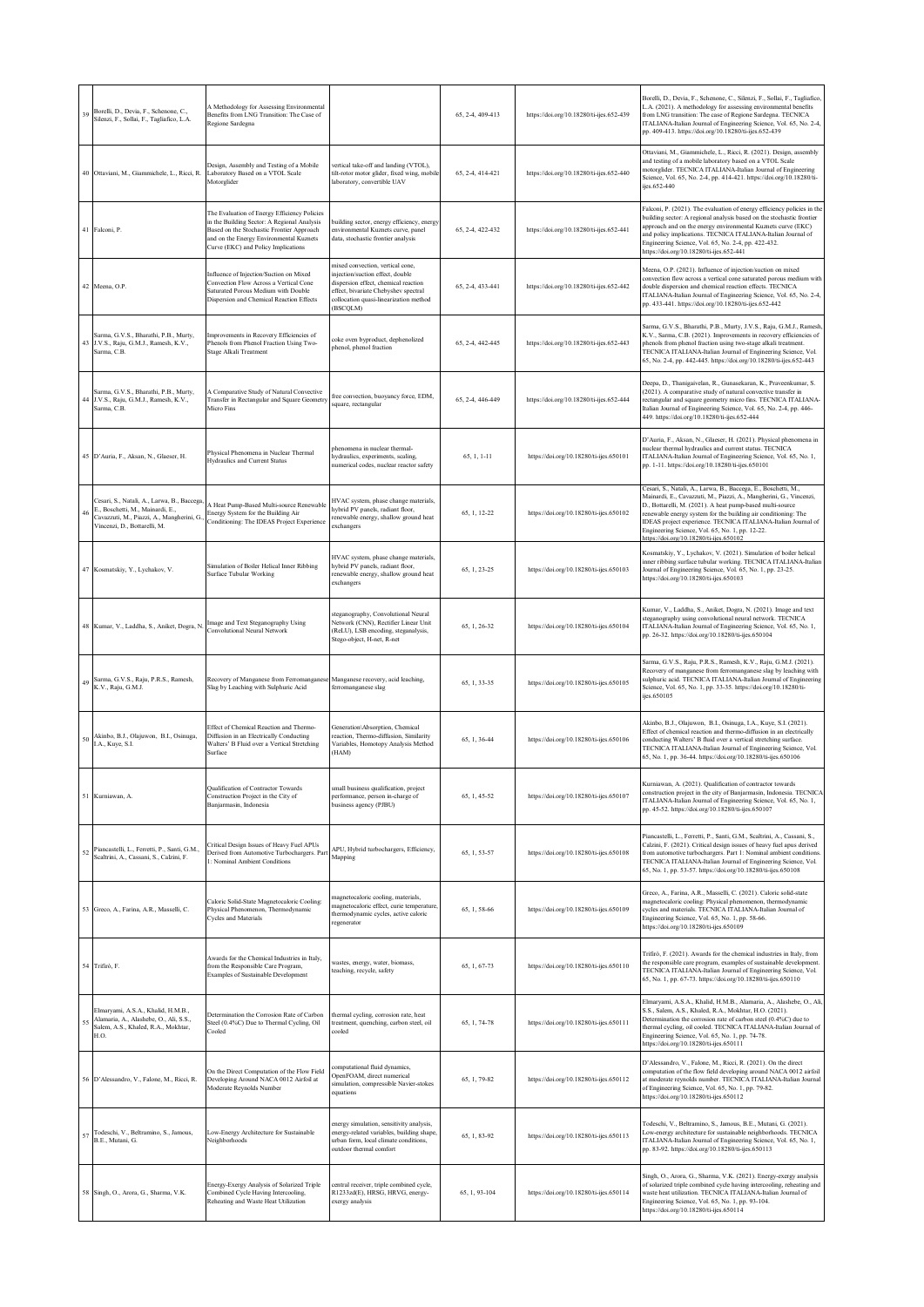| 39 | Borelli, D., Devia, F., Schenone, C., Silenzi, F., Sollai, F., Tagliafico, L.A. | A Methodology for Assessing Environmental Benefits from LNG Transition: The Case of Regione Sardegna | | 65, 2-4, 409-413 | https://doi.org/10.18280/ti-ijes.652-439 | Borelli, D., Devia, F., Schenone, C., Silenzi, F., Sollai, F., Tagliafico, L.A. (2021). A methodology for assessing environmental benefits from LNG transition: The case of Regione Sardegna. TECNICA ITALIANA-Italian Journal of Engineering Science, Vol. 65, No. 2-4, pp. 409-413. https://doi.org/10.18280/ti-ijes.652-439 |
|---|---|---|---|---|---|---|
| 40 | Ottaviani, M., Giammichele, L., Ricci, R. | Design, Assembly and Testing of a Mobile Laboratory Based on a VTOL Scale Motorglider | vertical take-off and landing (VTOL), tilt-rotor motor glider, fixed wing, mobile laboratory, convertible UAV | 65, 2-4, 414-421 | https://doi.org/10.18280/ti-ijes.652-440 | Ottaviani, M., Giammichele, L., Ricci, R. (2021). Design, assembly and testing of a mobile laboratory based on a VTOL Scale motorglider. TECNICA ITALIANA-Italian Journal of Engineering Science, Vol. 65, No. 2-4, pp. 414-421. https://doi.org/10.18280/ti-ijes.652-440 |
| 41 | Falconi, P. | The Evaluation of Energy Efficiency Policies in the Building Sector: A Regional Analysis Based on the Stochastic Frontier Approach and on the Energy Environmental Kuznets Curve (EKC) and Policy Implications | building sector, energy efficiency, energy environmental Kuznets curve, panel data, stochastic frontier analysis | 65, 2-4, 422-432 | https://doi.org/10.18280/ti-ijes.652-441 | Falconi, P. (2021). The evaluation of energy efficiency policies in the building sector: A regional analysis based on the stochastic frontier approach and on the energy environmental Kuznets curve (EKC) and policy implications. TECNICA ITALIANA-Italian Journal of Engineering Science, Vol. 65, No. 2-4, pp. 422-432. https://doi.org/10.18280/ti-ijes.652-441 |
| 42 | Meena, O.P. | Influence of Injection/Suction on Mixed Convection Flow Across a Vertical Cone Saturated Porous Medium with Double Dispersion and Chemical Reaction Effects | mixed convection, vertical cone, injection/suction effect, double dispersion effect, chemical reaction effect, bivariate Chebyshev spectral collocation quasi-linearization method (BSCQLM) | 65, 2-4, 433-441 | https://doi.org/10.18280/ti-ijes.652-442 | Meena, O.P. (2021). Influence of injection/suction on mixed convection flow across a vertical cone saturated porous medium with double dispersion and chemical reaction effects. TECNICA ITALIANA-Italian Journal of Engineering Science, Vol. 65, No. 2-4, pp. 433-441. https://doi.org/10.18280/ti-ijes.652-442 |
| 43 | Sarma, G.V.S., Bharathi, P.B., Murty, J.V.S., Raju, G.M.J., Ramesh, K.V., Sarma, C.B. | Improvements in Recovery Efficiencies of Phenols from Phenol Fraction Using Two-Stage Alkali Treatment | coke oven byproduct, dephenolized phenol, phenol fraction | 65, 2-4, 442-445 | https://doi.org/10.18280/ti-ijes.652-443 | Sarma, G.V.S., Bharathi, P.B., Murty, J.V.S., Raju, G.M.J., Ramesh, K.V., Sarma, C.B. (2021). Improvements in recovery efficiencies of phenols from phenol fraction using two-stage alkali treatment. TECNICA ITALIANA-Italian Journal of Engineering Science, Vol. 65, No. 2-4, pp. 442-445. https://doi.org/10.18280/ti-ijes.652-443 |
| 44 | Sarma, G.V.S., Bharathi, P.B., Murty, J.V.S., Raju, G.M.J., Ramesh, K.V., Sarma, C.B. | A Comparative Study of Natural Convective Transfer in Rectangular and Square Geometry Micro Fins | free convection, buoyancy force, EDM, square, rectangular | 65, 2-4, 446-449 | https://doi.org/10.18280/ti-ijes.652-444 | Deepu, D., Thanigaivelan, R., Gunasekaran, K., Praveenkumar, S. (2021). A comparative study of natural convective transfer in rectangular and square geometry micro fins. TECNICA ITALIANA-Italian Journal of Engineering Science, Vol. 65, No. 2-4, pp. 446-449. https://doi.org/10.18280/ti-ijes.652-444 |
| 45 | D'Auria, F., Aksan, N., Glaeser, H. | Physical Phenomena in Nuclear Thermal Hydraulics and Current Status | phenomena in nuclear thermal-hydraulics, experiments, scaling, numerical codes, nuclear reactor safety | 65, 1, 1-11 | https://doi.org/10.18280/ti-ijes.650101 | D'Auria, F., Aksan, N., Glaeser, H. (2021). Physical phenomena in nuclear thermal hydraulics and current status. TECNICA ITALIANA-Italian Journal of Engineering Science, Vol. 65, No. 1, pp. 1-11. https://doi.org/10.18280/ti-ijes.650101 |
| 46 | Cesari, S., Natali, A., Larwa, B., Baccega, E., Boschetti, M., Mainardi, E., Cavazzuti, M., Piazzi, A., Mangherini, G., Vincenzi, D., Bottarelli, M. | A Heat Pump-Based Multi-source Renewable Energy System for the Building Air Conditioning: The IDEAS Project Experience | HVAC system, phase change materials, hybrid PV panels, radiant floor, renewable energy, shallow ground heat exchangers | 65, 1, 12-22 | https://doi.org/10.18280/ti-ijes.650102 | Cesari, S., Natali, A., Larwa, B., Baccega, E., Boschetti, M., Mainardi, E., Cavazzuti, M., Piazzi, A., Mangherini, G., Vincenzi, D., Bottarelli, M. (2021). A heat pump-based multi-source renewable energy system for the building air conditioning: The IDEAS project experience. TECNICA ITALIANA-Italian Journal of Engineering Science, Vol. 65, No. 1, pp. 12-22. https://doi.org/10.18280/ti-ijes.650102 |
| 47 | Kosmatskiy, Y., Lychakov, V. | Simulation of Boiler Helical Inner Ribbing Surface Tubular Working | HVAC system, phase change materials, hybrid PV panels, radiant floor, renewable energy, shallow ground heat exchangers | 65, 1, 23-25 | https://doi.org/10.18280/ti-ijes.650103 | Kosmatskiy, Y., Lychakov, V. (2021). Simulation of boiler helical inner ribbing surface tubular working. TECNICA ITALIANA-Italian Journal of Engineering Science, Vol. 65, No. 1, pp. 23-25. https://doi.org/10.18280/ti-ijes.650103 |
| 48 | Kumar, V., Laddha, S., Aniket, Dogra, N. | Image and Text Steganography Using Convolutional Neural Network | steganography, Convolutional Neural Network (CNN), Rectifier Linear Unit (ReLU), LSB encoding, steganalysis, Stego-object, H-net, R-net | 65, 1, 26-32 | https://doi.org/10.18280/ti-ijes.650104 | Kumar, V., Laddha, S., Aniket, Dogra, N. (2021). Image and text steganography using convolutional neural network. TECNICA ITALIANA-Italian Journal of Engineering Science, Vol. 65, No. 1, pp. 26-32. https://doi.org/10.18280/ti-ijes.650104 |
| 49 | Sarma, G.V.S., Raju, P.R.S., Ramesh, K.V., Raju, G.M.J. | Recovery of Manganese from Ferromanganese Slag by Leaching with Sulphuric Acid | Manganese recovery, acid leaching, ferromanganese slag | 65, 1, 33-35 | https://doi.org/10.18280/ti-ijes.650105 | Sarma, G.V.S., Raju, P.R.S., Ramesh, K.V., Raju, G.M.J. (2021). Recovery of manganese from ferromanganese slag by leaching with sulphuric acid. TECNICA ITALIANA-Italian Journal of Engineering Science, Vol. 65, No. 1, pp. 33-35. https://doi.org/10.18280/ti-ijes.650105 |
| 50 | Akinbo, B.J., Olajuwon, B.I., Osinuga, I.A., Kuye, S.I. | Effect of Chemical Reaction and Thermo-Diffusion in an Electrically Conducting Walters' B Fluid over a Vertical Stretching Surface | Generation/Absorption, Chemical reaction, Thermo-diffusion, Similarity Variables, Homotopy Analysis Method (HAM) | 65, 1, 36-44 | https://doi.org/10.18280/ti-ijes.650106 | Akinbo, B.J., Olajuwon, B.I., Osinuga, I.A., Kuye, S.I. (2021). Effect of chemical reaction and thermo-diffusion in an electrically conducting Walters' B fluid over a vertical stretching surface. TECNICA ITALIANA-Italian Journal of Engineering Science, Vol. 65, No. 1, pp. 36-44. https://doi.org/10.18280/ti-ijes.650106 |
| 51 | Kurniawan, A. | Qualification of Contractor Towards Construction Project in the City of Banjarmasin, Indonesia | small business qualification, project performance, person in-charge of business agency (PJBU) | 65, 1, 45-52 | https://doi.org/10.18280/ti-ijes.650107 | Kurniawan, A. (2021). Qualification of contractor towards construction project in the city of Banjarmasin, Indonesia. TECNICA ITALIANA-Italian Journal of Engineering Science, Vol. 65, No. 1, pp. 45-52. https://doi.org/10.18280/ti-ijes.650107 |
| 52 | Piancastelli, L., Ferretti, P., Santi, G.M., Scaltrini, A., Cassani, S., Calzini, F. | Critical Design Issues of Heavy Fuel APUs Derived from Automotive Turbochargers. Part 1: Nominal Ambient Conditions | APU, Hybrid turbochargers, Efficiency, Mapping | 65, 1, 53-57 | https://doi.org/10.18280/ti-ijes.650108 | Piancastelli, L., Ferretti, P., Santi, G.M., Scaltrini, A., Cassani, S., Calzini, F. (2021). Critical design issues of heavy fuel apus derived from automotive turbochargers. Part 1: Nominal ambient conditions. TECNICA ITALIANA-Italian Journal of Engineering Science, Vol. 65, No. 1, pp. 53-57. https://doi.org/10.18280/ti-ijes.650108 |
| 53 | Greco, A., Farina, A.R., Masselli, C. | Caloric Solid-State Magnetocaloric Cooling: Physical Phenomenon, Thermodynamic Cycles and Materials | magnetocaloric cooling, materials, magnetocaloric effect, curie temperature, thermodynamic cycles, active caloric regenerator | 65, 1, 58-66 | https://doi.org/10.18280/ti-ijes.650109 | Greco, A., Farina, A.R., Masselli, C. (2021). Caloric solid-state magnetocaloric cooling: Physical phenomenon, thermodynamic cycles and materials. TECNICA ITALIANA-Italian Journal of Engineering Science, Vol. 65, No. 1, pp. 58-66. https://doi.org/10.18280/ti-ijes.650109 |
| 54 | Trifirò, F. | Awards for the Chemical Industries in Italy, from the Responsible Care Program, Examples of Sustainable Development | wastes, energy, water, biomass, teaching, recycle, safety | 65, 1, 67-73 | https://doi.org/10.18280/ti-ijes.650110 | Trifirò, F. (2021). Awards for the chemical industries in Italy, from the responsible care program, examples of sustainable development. TECNICA ITALIANA-Italian Journal of Engineering Science, Vol. 65, No. 1, pp. 67-73. https://doi.org/10.18280/ti-ijes.650110 |
| 55 | Elmaryami, A.S.A., Khalid, H.M.B., Alamaria, A., Alashebe, O., Ali, S.S., Salem, A.S., Khaled, R.A., Mokhtar, H.O. | Determination the Corrosion Rate of Carbon Steel (0.4%C) Due to Thermal Cycling, Oil Cooled | thermal cycling, corrosion rate, heat treatment, quenching, carbon steel, oil cooled | 65, 1, 74-78 | https://doi.org/10.18280/ti-ijes.650111 | Elmaryami, A.S.A., Khalid, H.M.B., Alamaria, A., Alashebe, O., Ali, S.S., Salem, A.S., Khaled, R.A., Mokhtar, H.O. (2021). Determination the corrosion rate of carbon steel (0.4%C) due to thermal cycling, oil cooled. TECNICA ITALIANA-Italian Journal of Engineering Science, Vol. 65, No. 1, pp. 74-78. https://doi.org/10.18280/ti-ijes.650111 |
| 56 | D'Alessandro, V., Falone, M., Ricci, R. | On the Direct Computation of the Flow Field Developing Around NACA 0012 Airfoil at Moderate Reynolds Number | computational fluid dynamics, OpenFOAM, direct numerical simulation, compressible Navier-stokes equations | 65, 1, 79-82 | https://doi.org/10.18280/ti-ijes.650112 | D'Alessandro, V., Falone, M., Ricci, R. (2021). On the direct computation of the flow field developing around NACA 0012 airfoil at moderate reynolds number. TECNICA ITALIANA-Italian Journal of Engineering Science, Vol. 65, No. 1, pp. 79-82. https://doi.org/10.18280/ti-ijes.650112 |
| 57 | Todeschi, V., Beltramino, S., Jamous, B.E., Mutani, G. | Low-Energy Architecture for Sustainable Neighborhoods | energy simulation, sensitivity analysis, energy-related variables, building shape, urban form, local climate conditions, outdoor thermal comfort | 65, 1, 83-92 | https://doi.org/10.18280/ti-ijes.650113 | Todeschi, V., Beltramino, S., Jamous, B.E., Mutani, G. (2021). Low-energy architecture for sustainable neighborhoods. TECNICA ITALIANA-Italian Journal of Engineering Science, Vol. 65, No. 1, pp. 83-92. https://doi.org/10.18280/ti-ijes.650113 |
| 58 | Singh, O., Arora, G., Sharma, V.K. | Energy-Exergy Analysis of Solarized Triple Combined Cycle Having Intercooling, Reheating and Waste Heat Utilization | central receiver, triple combined cycle, R1233zd(E), HRSG, HRVG, energy-exergy analysis | 65, 1, 93-104 | https://doi.org/10.18280/ti-ijes.650114 | Singh, O., Arora, G., Sharma, V.K. (2021). Energy-exergy analysis of solarized triple combined cycle having intercooling, reheating and waste heat utilization. TECNICA ITALIANA-Italian Journal of Engineering Science, Vol. 65, No. 1, pp. 93-104. https://doi.org/10.18280/ti-ijes.650114 |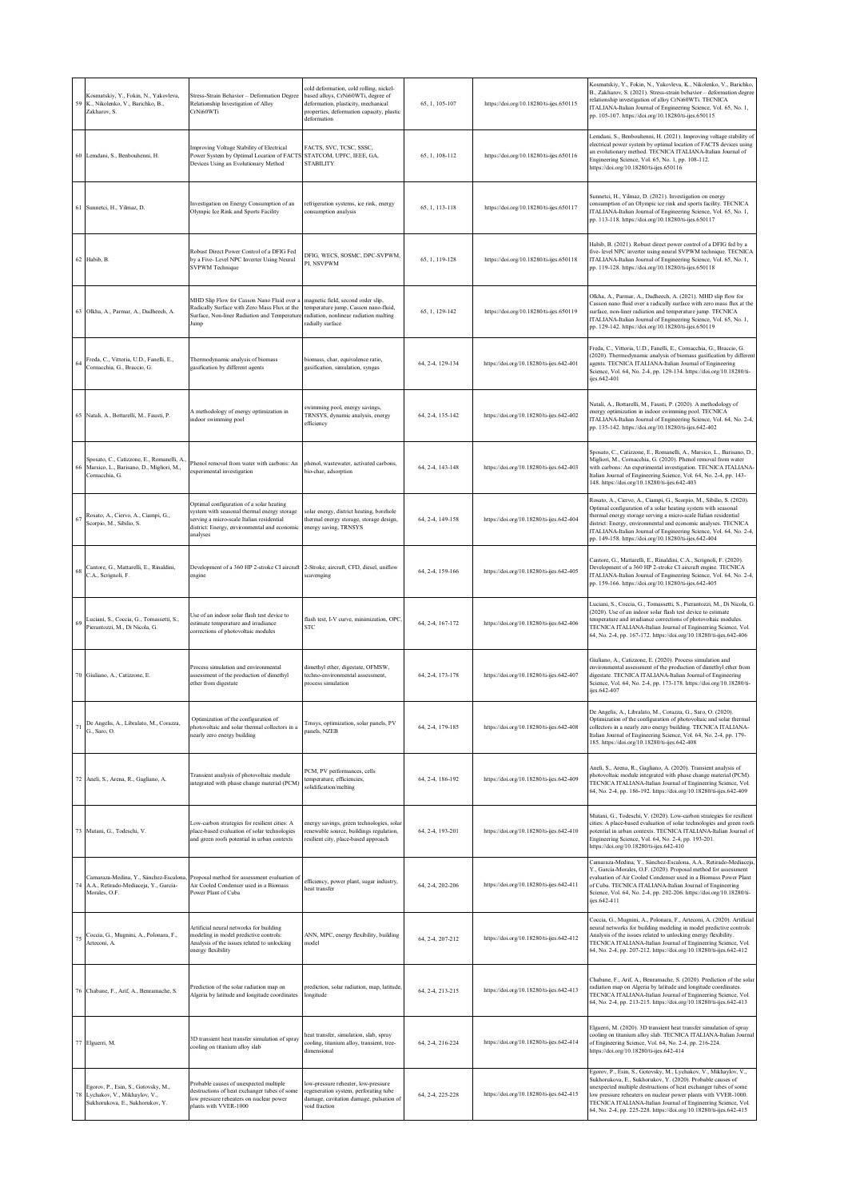| 59 | Kosmatskiy, Y., Fokin, N., Yakovleva, K., Nikolenko, V., Barichko, B., Zakharov, S. | Stress-Strain Behavior – Deformation Degree Relationship Investigation of Alloy CrNi60WTi | cold deformation, cold rolling, nickel-based alloys, CrNi60WTi, degree of deformation, plasticity, mechanical properties, deformation capacity, plastic deformation | 65, 1, 105-107 | https://doi.org/10.18280/ti-ijes.650115 | Kosmatskiy, Y., Fokin, N., Yakovleva, K., Nikolenko, V., Barichko, B., Zakharov, S. (2021). Stress-strain behavior – deformation degree relationship investigation of alloy CrNi60WTi. TECNICA ITALIANA-Italian Journal of Engineering Science, Vol. 65, No. 1, pp. 105-107. https://doi.org/10.18280/ti-ijes.650115 |
|---|---|---|---|---|---|---|
| 60 | Lemdani, S., Benbouhenni, H. | Improving Voltage Stability of Electrical Power System by Optimal Location of FACTS Devices Using an Evolutionary Method | FACTS, SVC, TCSC, SSSC, STATCOM, UPFC, IEEE, GA, STABILITY | 65, 1, 108-112 | https://doi.org/10.18280/ti-ijes.650116 | Lemdani, S., Benbouhenni, H. (2021). Improving voltage stability of electrical power system by optimal location of FACTS devices using an evolutionary method. TECNICA ITALIANA-Italian Journal of Engineering Science, Vol. 65, No. 1, pp. 108-112. https://doi.org/10.18280/ti-ijes.650116 |
| 61 | Sunnetci, H., Yilmaz, D. | Investigation on Energy Consumption of an Olympic Ice Rink and Sports Facility | refrigeration systems, ice rink, energy consumption analysis | 65, 1, 113-118 | https://doi.org/10.18280/ti-ijes.650117 | Sunnetci, H., Yilmaz, D. (2021). Investigation on energy consumption of an Olympic ice rink and sports facility. TECNICA ITALIANA-Italian Journal of Engineering Science, Vol. 65, No. 1, pp. 113-118. https://doi.org/10.18280/ti-ijes.650117 |
| 62 | Habib, B. | Robust Direct Power Control of a DFIG Fed by a Five- Level NPC Inverter Using Neural SVPWM Technique | DFIG, WECS, SOSMC, DPC-SVPWM, PI, NSVPWM | 65, 1, 119-128 | https://doi.org/10.18280/ti-ijes.650118 | Habib, B. (2021). Robust direct power control of a DFIG fed by a five- level NPC inverter using neural SVPWM technique. TECNICA ITALIANA-Italian Journal of Engineering Science, Vol. 65, No. 1, pp. 119-128. https://doi.org/10.18280/ti-ijes.650118 |
| 63 | Olkha, A., Parmar, A., Dadheech, A. | MHD Slip Flow for Casson Nano Fluid over a Radically Surface with Zero Mass Flux at the Surface, Non-liner Radiation and Temperature Jump | magnetic field, second order slip, temperature jump, Casson nano-fluid, radiation, nonlinear radiation malting radially surface | 65, 1, 129-142 | https://doi.org/10.18280/ti-ijes.650119 | Olkha, A., Parmar, A., Dadheech, A. (2021). MHD slip flow for Casson nano fluid over a radically surface with zero mass flux at the surface, non-liner radiation and temperature jump. TECNICA ITALIANA-Italian Journal of Engineering Science, Vol. 65, No. 1, pp. 129-142. https://doi.org/10.18280/ti-ijes.650119 |
| 64 | Freda, C., Vittoria, U.D., Fanelli, E., Cornacchia, G., Braccio, G. | Thermodynamic analysis of biomass gasification by different agents | biomass, char, equivalence ratio, gasification, simulation, syngas | 64, 2-4, 129-134 | https://doi.org/10.18280/ti-ijes.642-401 | Freda, C., Vittoria, U.D., Fanelli, E., Cornacchia, G., Braccio, G. (2020). Thermodynamic analysis of biomass gasification by different agents. TECNICA ITALIANA-Italian Journal of Engineering Science, Vol. 64, No. 2-4, pp. 129-134. https://doi.org/10.18280/ti-ijes.642-401 |
| 65 | Natali, A., Bottarelli, M., Fausti, P. | A methodology of energy optimization in indoor swimming pool | swimming pool, energy savings, TRNSYS, dynamic analysis, energy efficiency | 64, 2-4, 135-142 | https://doi.org/10.18280/ti-ijes.642-402 | Natali, A., Bottarelli, M., Fausti, P. (2020). A methodology of energy optimization in indoor swimming pool. TECNICA ITALIANA-Italian Journal of Engineering Science, Vol. 64, No. 2-4, pp. 135-142. https://doi.org/10.18280/ti-ijes.642-402 |
| 66 | Sposato, C., Catizzone, E., Romanelli, A., Marsico, L., Barisano, D., Migliori, M., Cornacchia, G. | Phenol removal from water with carbons: An experimental investigation | phenol, wastewater, activated carbons, bio-char, adsorption | 64, 2-4, 143-148 | https://doi.org/10.18280/ti-ijes.642-403 | Sposato, C., Catizzone, E., Romanelli, A., Marsico, L., Barisano, D., Migliori, M., Cornacchia, G. (2020). Phenol removal from water with carbons: An experimental investigation. TECNICA ITALIANA-Italian Journal of Engineering Science, Vol. 64, No. 2-4, pp. 143-148. https://doi.org/10.18280/ti-ijes.642-403 |
| 67 | Rosato, A., Ciervo, A., Ciampi, G., Scorpio, M., Sibilio, S. | Optimal configuration of a solar heating system with seasonal thermal energy storage serving a micro-scale Italian residential district: Energy, environmental and economic analyses | solar energy, district heating, borehole thermal energy storage, storage design, energy saving, TRNSYS | 64, 2-4, 149-158 | https://doi.org/10.18280/ti-ijes.642-404 | Rosato, A., Ciervo, A., Ciampi, G., Scorpio, M., Sibilio, S. (2020). Optimal configuration of a solar heating system with seasonal thermal energy storage serving a micro-scale Italian residential district: Energy, environmental and economic analyses. TECNICA ITALIANA-Italian Journal of Engineering Science, Vol. 64, No. 2-4, pp. 149-158. https://doi.org/10.18280/ti-ijes.642-404 |
| 68 | Cantore, G., Mattarelli, E., Rinaldini, C.A., Scrignoli, F. | Development of a 360 HP 2-stroke CI aircraft engine | 2-Stroke, aircraft, CFD, diesel, uniflow scavenging | 64, 2-4, 159-166 | https://doi.org/10.18280/ti-ijes.642-405 | Cantore, G., Mattarelli, E., Rinaldini, C.A., Scrignoli, F. (2020). Development of a 360 HP 2-stroke CI aircraft engine. TECNICA ITALIANA-Italian Journal of Engineering Science, Vol. 64, No. 2-4, pp. 159-166. https://doi.org/10.18280/ti-ijes.642-405 |
| 69 | Luciani, S., Coccia, G., Tomassetti, S., Pierantozzi, M., Di Nicola, G. | Use of an indoor solar flash test device to estimate temperature and irradiance corrections of photovoltaic modules | flash test, I-V curve, minimization, OPC, STC | 64, 2-4, 167-172 | https://doi.org/10.18280/ti-ijes.642-406 | Luciani, S., Coccia, G., Tomassetti, S., Pierantozzi, M., Di Nicola, G. (2020). Use of an indoor solar flash test device to estimate temperature and irradiance corrections of photovoltaic modules. TECNICA ITALIANA-Italian Journal of Engineering Science, Vol. 64, No. 2-4, pp. 167-172. https://doi.org/10.18280/ti-ijes.642-406 |
| 70 | Giuliano, A., Catizzone, E. | Process simulation and environmental assessment of the production of dimethyl ether from digestate | dimethyl ether, digestate, OFMSW, techno-environmental assessment, process simulation | 64, 2-4, 173-178 | https://doi.org/10.18280/ti-ijes.642-407 | Giuliano, A., Catizzone, E. (2020). Process simulation and environmental assessment of the production of dimethyl ether from digestate. TECNICA ITALIANA-Italian Journal of Engineering Science, Vol. 64, No. 2-4, pp. 173-178. https://doi.org/10.18280/ti-ijes.642-407 |
| 71 | De Angelis, A., Libralato, M., Corazza, G., Saro, O. | Optimization of the configuration of photovoltaic and solar thermal collectors in a nearly zero energy building | Trnsys, optimization, solar panels, PV panels, NZEB | 64, 2-4, 179-185 | https://doi.org/10.18280/ti-ijes.642-408 | De Angelis, A., Libralato, M., Corazza, G., Saro, O. (2020). Optimization of the configuration of photovoltaic and solar thermal collectors in a nearly zero energy building. TECNICA ITALIANA-Italian Journal of Engineering Science, Vol. 64, No. 2-4, pp. 179-185. https://doi.org/10.18280/ti-ijes.642-408 |
| 72 | Aneli, S., Arena, R., Gagliano, A. | Transient analysis of photovoltaic module integrated with phase change material (PCM) | PCM, PV performances, cells temperature, efficiencies, solidification/melting | 64, 2-4, 186-192 | https://doi.org/10.18280/ti-ijes.642-409 | Aneli, S., Arena, R., Gagliano, A. (2020). Transient analysis of photovoltaic module integrated with phase change material (PCM). TECNICA ITALIANA-Italian Journal of Engineering Science, Vol. 64, No. 2-4, pp. 186-192. https://doi.org/10.18280/ti-ijes.642-409 |
| 73 | Mutani, G., Todeschi, V. | Low-carbon strategies for resilient cities: A place-based evaluation of solar technologies and green roofs potential in urban contexts | energy savings, green technologies, solar renewable source, buildings regulation, resilient city, place-based approach | 64, 2-4, 193-201 | https://doi.org/10.18280/ti-ijes.642-410 | Mutani, G., Todeschi, V. (2020). Low-carbon strategies for resilient cities: A place-based evaluation of solar technologies and green roofs potential in urban contexts. TECNICA ITALIANA-Italian Journal of Engineering Science, Vol. 64, No. 2-4, pp. 193-201. https://doi.org/10.18280/ti-ijes.642-410 |
| 74 | Camaraza-Medina, Y., Sánchez-Escalona, A.A., Retirado-Mediaceja, Y., García-Morales, O.F. | Proposal method for assessment evaluation of Air Cooled Condenser used in a Biomass Power Plant of Cuba | efficiency, power plant, sugar industry, heat transfer | 64, 2-4, 202-206 | https://doi.org/10.18280/ti-ijes.642-411 | Camaraza-Medina, Y., Sánchez-Escalona, A.A., Retirado-Mediaceja, Y., García-Morales, O.F. (2020). Proposal method for assessment evaluation of Air Cooled Condenser used in a Biomass Power Plant of Cuba. TECNICA ITALIANA-Italian Journal of Engineering Science, Vol. 64, No. 2-4, pp. 202-206. https://doi.org/10.18280/ti-ijes.642-411 |
| 75 | Coccia, G., Mugnini, A., Polonara, F., Arteconi, A. | Artificial neural networks for building modeling in model predictive controls: Analysis of the issues related to unlocking energy flexibility | ANN, MPC, energy flexibility, building model | 64, 2-4, 207-212 | https://doi.org/10.18280/ti-ijes.642-412 | Coccia, G., Mugnini, A., Polonara, F., Arteconi, A. (2020). Artificial neural networks for building modeling in model predictive controls: Analysis of the issues related to unlocking energy flexibility. TECNICA ITALIANA-Italian Journal of Engineering Science, Vol. 64, No. 2-4, pp. 207-212. https://doi.org/10.18280/ti-ijes.642-412 |
| 76 | Chabane, F., Arif, A., Benramache, S. | Prediction of the solar radiation map on Algeria by latitude and longitude coordinates | prediction, solar radiation, map, latitude, longitude | 64, 2-4, 213-215 | https://doi.org/10.18280/ti-ijes.642-413 | Chabane, F., Arif, A., Benramache, S. (2020). Prediction of the solar radiation map on Algeria by latitude and longitude coordinates. TECNICA ITALIANA-Italian Journal of Engineering Science, Vol. 64, No. 2-4, pp. 213-215. https://doi.org/10.18280/ti-ijes.642-413 |
| 77 | Elguerri, M. | 3D transient heat transfer simulation of spray cooling on titanium alloy slab | heat transfer, simulation, slab, spray cooling, titanium alloy, transient, tree-dimensional | 64, 2-4, 216-224 | https://doi.org/10.18280/ti-ijes.642-414 | Elguerri, M. (2020). 3D transient heat transfer simulation of spray cooling on titanium alloy slab. TECNICA ITALIANA-Italian Journal of Engineering Science, Vol. 64, No. 2-4, pp. 216-224. https://doi.org/10.18280/ti-ijes.642-414 |
| 78 | Egorov, P., Esin, S., Gotovsky, M., Lychakov, V., Mikhaylov, V., Sukhorukova, E., Sukhorukov, Y. | Probable causes of unexpected multiple destructions of heat exchanger tubes of some low pressure reheaters on nuclear power plants with VVER-1000 | low-pressure reheater, low-pressure regeneration system, perforating tube damage, cavitation damage, pulsation of void fraction | 64, 2-4, 225-228 | https://doi.org/10.18280/ti-ijes.642-415 | Egorov, P., Esin, S., Gotovsky, M., Lychakov, V., Mikhaylov, V., Sukhorukova, E., Sukhorukov, Y. (2020). Probable causes of unexpected multiple destructions of heat exchanger tubes of some low pressure reheaters on nuclear power plants with VVER-1000. TECNICA ITALIANA-Italian Journal of Engineering Science, Vol. 64, No. 2-4, pp. 225-228. https://doi.org/10.18280/ti-ijes.642-415 |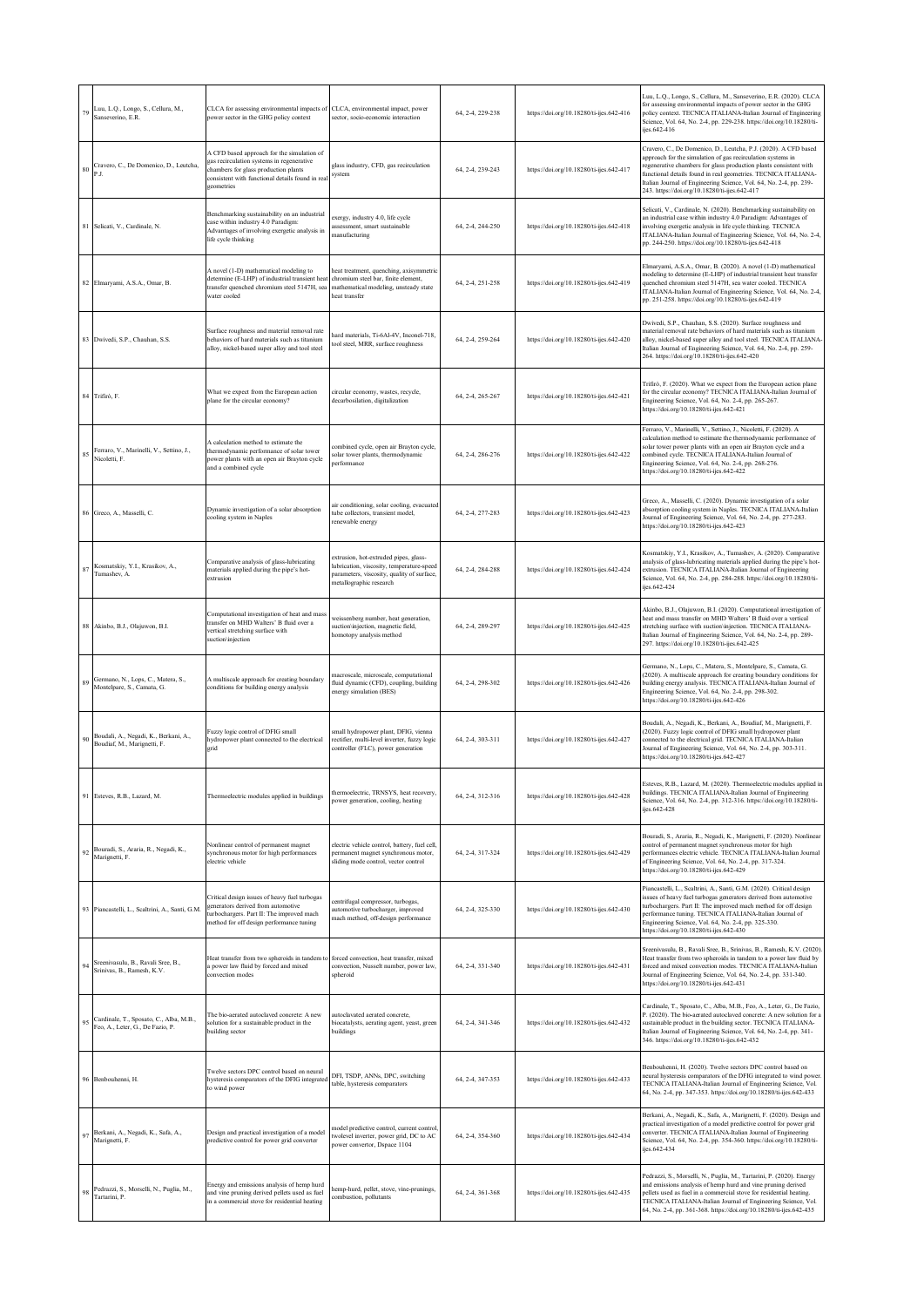| | | | | | | |
|---|---|---|---|---|---|---|
| 79 | Luu, L.Q., Longo, S., Cellura, M., Sanseverino, E.R. | CLCA for assessing environmental impacts of power sector in the GHG policy context | CLCA, environmental impact, power sector, socio-economic interaction | 64, 2-4, 229-238 | https://doi.org/10.18280/ti-ijes.642-416 | Luu, L.Q., Longo, S., Cellura, M., Sanseverino, E.R. (2020). CLCA for assessing environmental impacts of power sector in the GHG policy context. TECNICA ITALIANA-Italian Journal of Engineering Science, Vol. 64, No. 2-4, pp. 229-238. https://doi.org/10.18280/ti-ijes.642-416 |
| 80 | Cravero, C., De Domenico, D., Leutcha, P.J. | A CFD based approach for the simulation of gas recirculation systems in regenerative chambers for glass production plants consistent with functional details found in real geometries | glass industry, CFD, gas recirculation system | 64, 2-4, 239-243 | https://doi.org/10.18280/ti-ijes.642-417 | Cravero, C., De Domenico, D., Leutcha, P.J. (2020). A CFD based approach for the simulation of gas recirculation systems in regenerative chambers for glass production plants consistent with functional details found in real geometries. TECNICA ITALIANA-Italian Journal of Engineering Science, Vol. 64, No. 2-4, pp. 239-243. https://doi.org/10.18280/ti-ijes.642-417 |
| 81 | Selicati, V., Cardinale, N. | Benchmarking sustainability on an industrial case within industry 4.0 Paradigm: Advantages of involving exergetic analysis in life cycle thinking | exergy, industry 4.0, life cycle assessment, smart sustainable manufacturing | 64, 2-4, 244-250 | https://doi.org/10.18280/ti-ijes.642-418 | Selicati, V., Cardinale, N. (2020). Benchmarking sustainability on an industrial case within industry 4.0 Paradigm: Advantages of involving exergetic analysis in life cycle thinking. TECNICA ITALIANA-Italian Journal of Engineering Science, Vol. 64, No. 2-4, pp. 244-250. https://doi.org/10.18280/ti-ijes.642-418 |
| 82 | Elmaryami, A.S.A., Omar, B. | A novel (1-D) mathematical modeling to determine (E-LHP) of industrial transient heat transfer quenched chromium steel 5147H, sea water cooled | heat treatment, quenching, axisymmetric chromium steel bar, finite element, mathematical modeling, unsteady state heat transfer | 64, 2-4, 251-258 | https://doi.org/10.18280/ti-ijes.642-419 | Elmaryami, A.S.A., Omar, B. (2020). A novel (1-D) mathematical modeling to determine (E-LHP) of industrial transient heat transfer quenched chromium steel 5147H, sea water cooled. TECNICA ITALIANA-Italian Journal of Engineering Science, Vol. 64, No. 2-4, pp. 251-258. https://doi.org/10.18280/ti-ijes.642-419 |
| 83 | Dwivedi, S.P., Chauhan, S.S. | Surface roughness and material removal rate behaviors of hard materials such as titanium alloy, nickel-based super alloy and tool steel | hard materials, Ti-6Al-4V, Inconel-718, tool steel, MRR, surface roughness | 64, 2-4, 259-264 | https://doi.org/10.18280/ti-ijes.642-420 | Dwivedi, S.P., Chauhan, S.S. (2020). Surface roughness and material removal rate behaviors of hard materials such as titanium alloy, nickel-based super alloy and tool steel. TECNICA ITALIANA-Italian Journal of Engineering Science, Vol. 64, No. 2-4, pp. 259-264. https://doi.org/10.18280/ti-ijes.642-420 |
| 84 | Trifirò, F. | What we expect from the European action plane for the circular economy? | circular economy, wastes, recycle, decarbonisation, digitalization | 64, 2-4, 265-267 | https://doi.org/10.18280/ti-ijes.642-421 | Trifirò, F. (2020). What we expect from the European action plane for the circular economy? TECNICA ITALIANA-Italian Journal of Engineering Science, Vol. 64, No. 2-4, pp. 265-267. https://doi.org/10.18280/ti-ijes.642-421 |
| 85 | Ferraro, V., Marinelli, V., Settino, J., Nicoletti, F. | A calculation method to estimate the thermodynamic performance of solar tower power plants with an open air Brayton cycle and a combined cycle | combined cycle, open air Brayton cycle, solar tower plants, thermodynamic performance | 64, 2-4, 286-276 | https://doi.org/10.18280/ti-ijes.642-422 | Ferraro, V., Marinelli, V., Settino, J., Nicoletti, F. (2020). A calculation method to estimate the thermodynamic performance of solar tower power plants with an open air Brayton cycle and a combined cycle. TECNICA ITALIANA-Italian Journal of Engineering Science, Vol. 64, No. 2-4, pp. 268-276. https://doi.org/10.18280/ti-ijes.642-422 |
| 86 | Greco, A., Masselli, C. | Dynamic investigation of a solar absorption cooling system in Naples | air conditioning, solar cooling, evacuated tube collectors, transient model, renewable energy | 64, 2-4, 277-283 | https://doi.org/10.18280/ti-ijes.642-423 | Greco, A., Masselli, C. (2020). Dynamic investigation of a solar absorption cooling system in Naples. TECNICA ITALIANA-Italian Journal of Engineering Science, Vol. 64, No. 2-4, pp. 277-283. https://doi.org/10.18280/ti-ijes.642-423 |
| 87 | Kosmatskiy, Y.I., Krasikov, A., Tumashev, A. | Comparative analysis of glass-lubricating materials applied during the pipe's hot-extrusion | extrusion, hot-extruded pipes, glass-lubrication, viscosity, temperature-speed parameters, viscosity, quality of surface, metallographic research | 64, 2-4, 284-288 | https://doi.org/10.18280/ti-ijes.642-424 | Kosmatskiy, Y.I., Krasikov, A., Tumashev, A. (2020). Comparative analysis of glass-lubricating materials applied during the pipe's hot-extrusion. TECNICA ITALIANA-Italian Journal of Engineering Science, Vol. 64, No. 2-4, pp. 284-288. https://doi.org/10.18280/ti-ijes.642-424 |
| 88 | Akinbo, B.J., Olajuwon, B.I. | Computational investigation of heat and mass transfer on MHD Walters' B fluid over a vertical stretching surface with suction/injection | weissenberg number, heat generation, suction/injection, magnetic field, homotopy analysis method | 64, 2-4, 289-297 | https://doi.org/10.18280/ti-ijes.642-425 | Akinbo, B.J., Olajuwon, B.I. (2020). Computational investigation of heat and mass transfer on MHD Walters' B fluid over a vertical stretching surface with suction/injection. TECNICA ITALIANA-Italian Journal of Engineering Science, Vol. 64, No. 2-4, pp. 289-297. https://doi.org/10.18280/ti-ijes.642-425 |
| 89 | Germano, N., Lops, C., Matera, S., Montelpare, S., Camata, G. | A multiscale approach for creating boundary conditions for building energy analysis | macroscale, microscale, computational fluid dynamic (CFD), coupling, building energy simulation (BES) | 64, 2-4, 298-302 | https://doi.org/10.18280/ti-ijes.642-426 | Germano, N., Lops, C., Matera, S., Montelpare, S., Camata, G. (2020). A multiscale approach for creating boundary conditions for building energy analysis. TECNICA ITALIANA-Italian Journal of Engineering Science, Vol. 64, No. 2-4, pp. 298-302. https://doi.org/10.18280/ti-ijes.642-426 |
| 90 | Boudali, A., Negadi, K., Berkani, A., Boudiaf, M., Marignetti, F. | Fuzzy logic control of DFIG small hydropower plant connected to the electrical grid | small hydropower plant, DFIG, vienna rectifier, multi-level inverter, fuzzy logic controller (FLC), power generation | 64, 2-4, 303-311 | https://doi.org/10.18280/ti-ijes.642-427 | Boudali, A., Negadi, K., Berkani, A., Boudiaf, M., Marignetti, F. (2020). Fuzzy logic control of DFIG small hydropower plant connected to the electrical grid. TECNICA ITALIANA-Italian Journal of Engineering Science, Vol. 64, No. 2-4, pp. 303-311. https://doi.org/10.18280/ti-ijes.642-427 |
| 91 | Esteves, R.B., Lazard, M. | Thermoelectric modules applied in buildings | thermoelectric, TRNSYS, heat recovery, power generation, cooling, heating | 64, 2-4, 312-316 | https://doi.org/10.18280/ti-ijes.642-428 | Esteves, R.B., Lazard, M. (2020). Thermoelectric modules applied in buildings. TECNICA ITALIANA-Italian Journal of Engineering Science, Vol. 64, No. 2-4, pp. 312-316. https://doi.org/10.18280/ti-ijes.642-428 |
| 92 | Bouradi, S., Araria, R., Negadi, K., Marignetti, F. | Nonlinear control of permanent magnet synchronous motor for high performances electric vehicle | electric vehicle control, battery, fuel cell, permanent magnet synchronous motor, sliding mode control, vector control | 64, 2-4, 317-324 | https://doi.org/10.18280/ti-ijes.642-429 | Bouradi, S., Araria, R., Negadi, K., Marignetti, F. (2020). Nonlinear control of permanent magnet synchronous motor for high performances electric vehicle. TECNICA ITALIANA-Italian Journal of Engineering Science, Vol. 64, No. 2-4, pp. 317-324. https://doi.org/10.18280/ti-ijes.642-429 |
| 93 | Piancastelli, L., Scaltrini, A., Santi, G.M. | Critical design issues of heavy fuel turbogas generators derived from automotive turbochargers. Part II: The improved mach method for off design performance tuning | centrifugal compressor, turbogas, automotive turbocharger, improved mach method, off-design performance | 64, 2-4, 325-330 | https://doi.org/10.18280/ti-ijes.642-430 | Piancastelli, L., Scaltrini, A., Santi, G.M. (2020). Critical design issues of heavy fuel turbogas generators derived from automotive turbochargers. Part II: The improved mach method for off design performance tuning. TECNICA ITALIANA-Italian Journal of Engineering Science, Vol. 64, No. 2-4, pp. 325-330. https://doi.org/10.18280/ti-ijes.642-430 |
| 94 | Sreenivasulu, B., Ravali Sree, B., Srinivas, B., Ramesh, K.V. | Heat transfer from two spheroids in tandem to a power law fluid by forced and mixed convection modes | forced convection, heat transfer, mixed convection, Nusselt number, power law, spheroid | 64, 2-4, 331-340 | https://doi.org/10.18280/ti-ijes.642-431 | Sreenivasulu, B., Ravali Sree, B., Srinivas, B., Ramesh, K.V. (2020). Heat transfer from two spheroids in tandem to a power law fluid by forced and mixed convection modes. TECNICA ITALIANA-Italian Journal of Engineering Science, Vol. 64, No. 2-4, pp. 331-340. https://doi.org/10.18280/ti-ijes.642-431 |
| 95 | Cardinale, T., Sposato, C., Alba, M.B., Feo, A., Leter, G., De Fazio, P. | The bio-aerated autoclaved concrete: A new solution for a sustainable product in the building sector | autoclavated aerated concrete, biocatalysts, aerating agent, yeast, green buildings | 64, 2-4, 341-346 | https://doi.org/10.18280/ti-ijes.642-432 | Cardinale, T., Sposato, C., Alba, M.B., Feo, A., Leter, G., De Fazio, P. (2020). The bio-aerated autoclaved concrete: A new solution for a sustainable product in the building sector. TECNICA ITALIANA-Italian Journal of Engineering Science, Vol. 64, No. 2-4, pp. 341-346. https://doi.org/10.18280/ti-ijes.642-432 |
| 96 | Benbouhenni, H. | Twelve sectors DPC control based on neural hysteresis comparators of the DFIG integrated to wind power | DFI, TSDP, ANNs, DPC, switching table, hysteresis comparators | 64, 2-4, 347-353 | https://doi.org/10.18280/ti-ijes.642-433 | Benbouhenni, H. (2020). Twelve sectors DPC control based on neural hysteresis comparators of the DFIG integrated to wind power. TECNICA ITALIANA-Italian Journal of Engineering Science, Vol. 64, No. 2-4, pp. 347-353. https://doi.org/10.18280/ti-ijes.642-433 |
| 97 | Berkani, A., Negadi, K., Safa, A., Marignetti, F. | Design and practical investigation of a model predictive control for power grid converter | model predictive control, current control, twolevel inverter, power grid, DC to AC power convertor, Dspace 1104 | 64, 2-4, 354-360 | https://doi.org/10.18280/ti-ijes.642-434 | Berkani, A., Negadi, K., Safa, A., Marignetti, F. (2020). Design and practical investigation of a model predictive control for power grid converter. TECNICA ITALIANA-Italian Journal of Engineering Science, Vol. 64, No. 2-4, pp. 354-360. https://doi.org/10.18280/ti-ijes.642-434 |
| 98 | Pedrazzi, S., Morselli, N., Puglia, M., Tartarini, P. | Energy and emissions analysis of hemp hurd and vine pruning derived pellets used as fuel in a commercial stove for residential heating | hemp-hurd, pellet, stove, vine-prunings, combustion, pollutants | 64, 2-4, 361-368 | https://doi.org/10.18280/ti-ijes.642-435 | Pedrazzi, S., Morselli, N., Puglia, M., Tartarini, P. (2020). Energy and emissions analysis of hemp hurd and vine pruning derived pellets used as fuel in a commercial stove for residential heating. TECNICA ITALIANA-Italian Journal of Engineering Science, Vol. 64, No. 2-4, pp. 361-368. https://doi.org/10.18280/ti-ijes.642-435 |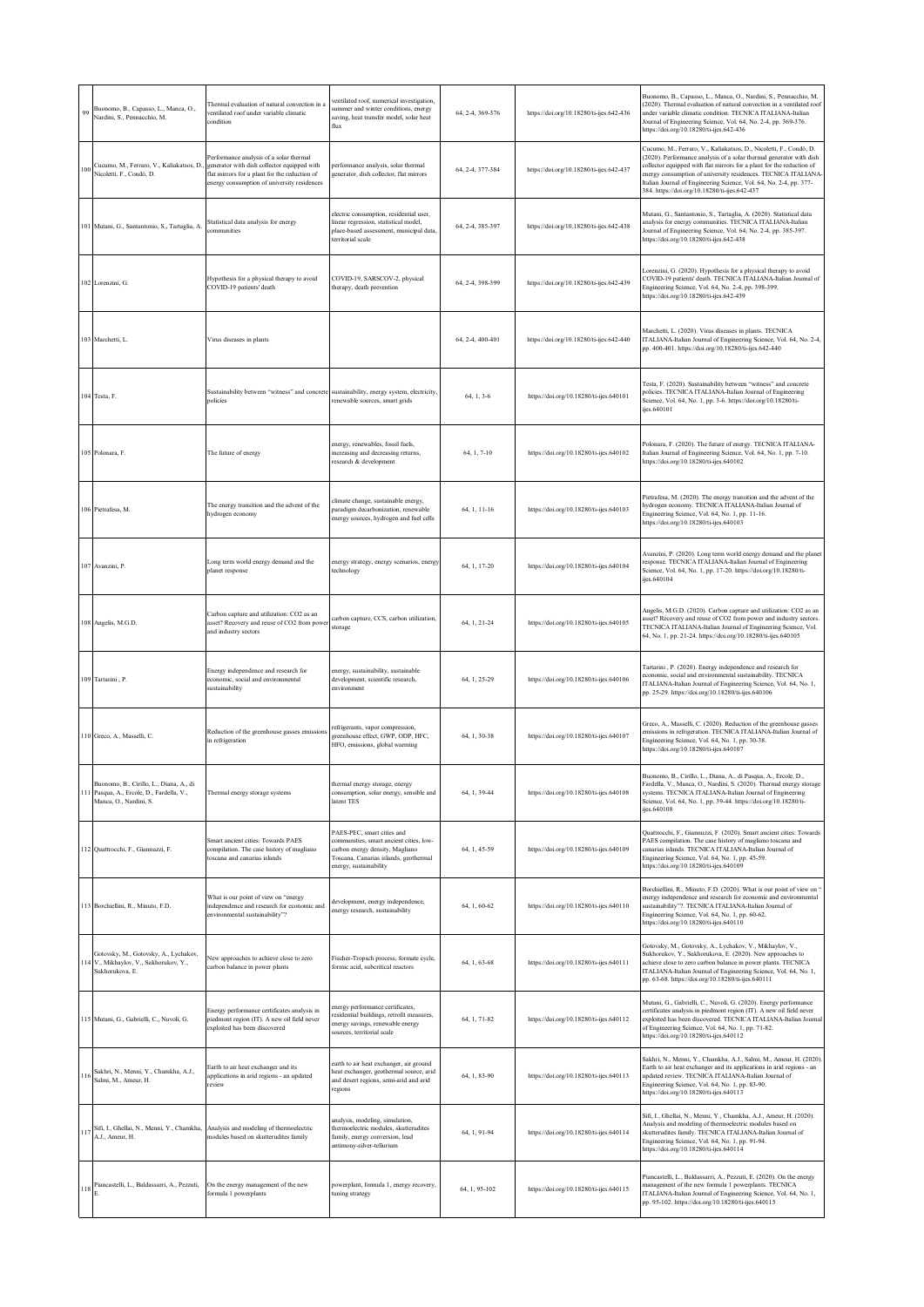| 99 | Buonomo, B., Capasso, L., Manca, O., Nardini, S., Pennacchio, M. | Thermal evaluation of natural convection in a ventilated roof under variable climatic condition | ventilated roof, numerical investigation, summer and winter conditions, energy saving, heat transfer model, solar heat flux | 64, 2-4, 369-376 | https://doi.org/10.18280/ti-ijes.642-436 | Buonomo, B., Capasso, L., Manca, O., Nardini, S., Pennacchio, M. (2020). Thermal evaluation of natural convection in a ventilated roof under variable climatic condition. TECNICA ITALIANA-Italian Journal of Engineering Science, Vol. 64, No. 2-4, pp. 369-376. https://doi.org/10.18280/ti-ijes.642-436 |
|---|---|---|---|---|---|---|
| 100 | Cucumo, M., Ferraro, V., Kaliakatsos, D., Nicoletti, F., Condò, D. | Performance analysis of a solar thermal generator with dish collector equipped with flat mirrors for a plant for the reduction of energy consumption of university residences | performance analysis, solar thermal generator, dish collector, flat mirrors | 64, 2-4, 377-384 | https://doi.org/10.18280/ti-ijes.642-437 | Cucumo, M., Ferraro, V., Kaliakatsos, D., Nicoletti, F., Condò, D. (2020). Performance analysis of a solar thermal generator with dish collector equipped with flat mirrors for a plant for the reduction of energy consumption of university residences. TECNICA ITALIANA-Italian Journal of Engineering Science, Vol. 64, No. 2-4, pp. 377-384. https://doi.org/10.18280/ti-ijes.642-437 |
| 101 | Mutani, G., Santantonio, S., Tartaglia, A. | Statistical data analysis for energy communities | electric consumption, residential user, linear regression, statistical model, place-based assessment, municipal data, territorial scale | 64, 2-4, 385-397 | https://doi.org/10.18280/ti-ijes.642-438 | Mutani, G., Santantonio, S., Tartaglia, A. (2020). Statistical data analysis for energy communities. TECNICA ITALIANA-Italian Journal of Engineering Science, Vol. 64, No. 2-4, pp. 385-397. https://doi.org/10.18280/ti-ijes.642-438 |
| 102 | Lorenzini, G. | Hypothesis for a physical therapy to avoid COVID-19 patients' death | COVID-19, SARSCOV-2, physical therapy, death prevention | 64, 2-4, 398-399 | https://doi.org/10.18280/ti-ijes.642-439 | Lorenzini, G. (2020). Hypothesis for a physical therapy to avoid COVID-19 patients' death. TECNICA ITALIANA-Italian Journal of Engineering Science, Vol. 64, No. 2-4, pp. 398-399. https://doi.org/10.18280/ti-ijes.642-439 |
| 103 | Marchetti, L. | Virus diseases in plants | | 64, 2-4, 400-401 | https://doi.org/10.18280/ti-ijes.642-440 | Marchetti, L. (2020). Virus diseases in plants. TECNICA ITALIANA-Italian Journal of Engineering Science, Vol. 64, No. 2-4, pp. 400-401. https://doi.org/10.18280/ti-ijes.642-440 |
| 104 | Testa, F. | Sustainability between "witness" and concrete policies | sustainability, energy system, electricity, renewable sources, smart grids | 64, 1, 3-6 | https://doi.org/10.18280/ti-ijes.640101 | Testa, F. (2020). Sustainability between "witness" and concrete policies. TECNICA ITALIANA-Italian Journal of Engineering Science, Vol. 64, No. 1, pp. 3-6. https://doi.org/10.18280/ti-ijes.640101 |
| 105 | Polonara, F. | The future of energy | energy, renewables, fossil fuels, increasing and decreasing returns, research & development | 64, 1, 7-10 | https://doi.org/10.18280/ti-ijes.640102 | Polonara, F. (2020). The future of energy. TECNICA ITALIANA-Italian Journal of Engineering Science, Vol. 64, No. 1, pp. 7-10. https://doi.org/10.18280/ti-ijes.640102 |
| 106 | Pietrafesa, M. | The energy transition and the advent of the hydrogen economy | climate change, sustainable energy, paradigm decarbonization, renewable energy sources, hydrogen and fuel cells | 64, 1, 11-16 | https://doi.org/10.18280/ti-ijes.640103 | Pietrafesa, M. (2020). The energy transition and the advent of the hydrogen economy. TECNICA ITALIANA-Italian Journal of Engineering Science, Vol. 64, No. 1, pp. 11-16. https://doi.org/10.18280/ti-ijes.640103 |
| 107 | Avanzini, P. | Long term world energy demand and the planet response | energy strategy, energy scenarios, energy technology | 64, 1, 17-20 | https://doi.org/10.18280/ti-ijes.640104 | Avanzini, P. (2020). Long term world energy demand and the planet response. TECNICA ITALIANA-Italian Journal of Engineering Science, Vol. 64, No. 1, pp. 17-20. https://doi.org/10.18280/ti-ijes.640104 |
| 108 | Angelis, M.G.D. | Carbon capture and utilization: CO2 as an asset? Recovery and reuse of CO2 from power and industry sectors | carbon capture, CCS, carbon utilization, storage | 64, 1, 21-24 | https://doi.org/10.18280/ti-ijes.640105 | Angelis, M.G.D. (2020). Carbon capture and utilization: CO2 as an asset? Recovery and reuse of CO2 from power and industry sectors. TECNICA ITALIANA-Italian Journal of Engineering Science, Vol. 64, No. 1, pp. 21-24. https://doi.org/10.18280/ti-ijes.640105 |
| 109 | Tartarini , P. | Energy independence and research for economic, social and environmental sustainability | energy, sustainability, sustainable development, scientific research, environment | 64, 1, 25-29 | https://doi.org/10.18280/ti-ijes.640106 | Tartarini , P. (2020). Energy independence and research for economic, social and environmental sustainability. TECNICA ITALIANA-Italian Journal of Engineering Science, Vol. 64, No. 1, pp. 25-29. https://doi.org/10.18280/ti-ijes.640106 |
| 110 | Greco, A., Masselli, C. | Reduction of the greenhouse gasses emissions in refrigeration | refrigerants, vapor compression, greenhouse effect, GWP, ODP, HFC, HFO, emissions, global warming | 64, 1, 30-38 | https://doi.org/10.18280/ti-ijes.640107 | Greco, A., Masselli, C. (2020). Reduction of the greenhouse gasses emissions in refrigeration. TECNICA ITALIANA-Italian Journal of Engineering Science, Vol. 64, No. 1, pp. 30-38. https://doi.org/10.18280/ti-ijes.640107 |
| 111 | Buonomo, B., Cirillo, L., Diana, A., di Pasqua, A., Ercole, D., Fardella, V., Manca, O., Nardini, S. | Thermal energy storage systems | thermal energy storage, energy consumption, solar energy, sensible and latent TES | 64, 1, 39-44 | https://doi.org/10.18280/ti-ijes.640108 | Buonomo, B., Cirillo, L., Diana, A., di Pasqua, A., Ercole, D., Fardella, V., Manca, O., Nardini, S. (2020). Thermal energy storage systems. TECNICA ITALIANA-Italian Journal of Engineering Science, Vol. 64, No. 1, pp. 39-44. https://doi.org/10.18280/ti-ijes.640108 |
| 112 | Quattrocchi, F., Giannuzzi, F. | Smart ancient cities: Towards PAES compilation. The case history of magliano toscana and canarias islands | PAES-PEC, smart cities and communities, smart ancient cities, low-carbon energy density, Magliano Toscana, Canarias islands, geothermal energy, sustainability | 64, 1, 45-59 | https://doi.org/10.18280/ti-ijes.640109 | Quattrocchi, F., Giannuzzi, F. (2020). Smart ancient cities: Towards PAES compilation. The case history of magliano toscana and canarias islands. TECNICA ITALIANA-Italian Journal of Engineering Science, Vol. 64, No. 1, pp. 45-59. https://doi.org/10.18280/ti-ijes.640109 |
| 113 | Borchiellini, R., Minuto, F.D. | What is our point of view on "energy independence and research for economic and environmental sustainability"? | development, energy independence, energy research, sustainability | 64, 1, 60-62 | https://doi.org/10.18280/ti-ijes.640110 | Borchiellini, R., Minuto, F.D. (2020). What is our point of view on " energy independence and research for economic and environmental sustainability"?. TECNICA ITALIANA-Italian Journal of Engineering Science, Vol. 64, No. 1, pp. 60-62. https://doi.org/10.18280/ti-ijes.640110 |
| 114 | Gotovsky, M., Gotovsky, A., Lychakov, V., Mikhaylov, V., Sukhorukov, Y., Sukhorukova, E. | New approaches to achieve close to zero carbon balance in power plants | Fischer-Tropsch process, formate cycle, formic acid, subcritical reactors | 64, 1, 63-68 | https://doi.org/10.18280/ti-ijes.640111 | Gotovsky, M., Gotovsky, A., Lychakov, V., Mikhaylov, V., Sukhorukov, Y., Sukhorukova, E. (2020). New approaches to achieve close to zero carbon balance in power plants. TECNICA ITALIANA-Italian Journal of Engineering Science, Vol. 64, No. 1, pp. 63-68. https://doi.org/10.18280/ti-ijes.640111 |
| 115 | Mutani, G., Gabrielli, C., Nuvoli, G. | Energy performance certificates analysis in piedmont region (IT). A new oil field never exploited has been discovered | energy performance certificates, residential buildings, retrofit measures, energy savings, renewable energy sources, territorial scale | 64, 1, 71-82 | https://doi.org/10.18280/ti-ijes.640112 | Mutani, G., Gabrielli, C., Nuvoli, G. (2020). Energy performance certificates analysis in piedmont region (IT). A new oil field never exploited has been discovered. TECNICA ITALIANA-Italian Journal of Engineering Science, Vol. 64, No. 1, pp. 71-82. https://doi.org/10.18280/ti-ijes.640112 |
| 116 | Sakhri, N., Menni, Y., Chamkha, A.J., Salmi, M., Ameur, H. | Earth to air heat exchanger and its applications in arid regions - an updated review | earth to air heat exchanger, air ground heat exchanger, geothermal source, arid and desert regions, semi-arid and arid regions | 64, 1, 83-90 | https://doi.org/10.18280/ti-ijes.640113 | Sakhri, N., Menni, Y., Chamkha, A.J., Salmi, M., Ameur, H. (2020). Earth to air heat exchanger and its applications in arid regions - an updated review. TECNICA ITALIANA-Italian Journal of Engineering Science, Vol. 64, No. 1, pp. 83-90. https://doi.org/10.18280/ti-ijes.640113 |
| 117 | Sifi, I., Ghellai, N., Menni, Y., Chamkha, A.J., Ameur, H. | Analysis and modeling of thermoelectric modules based on skutterudites family | analysis, modeling, simulation, thermoelectric modules, skutterudites family, energy conversion, lead antimony-silver-tellurium | 64, 1, 91-94 | https://doi.org/10.18280/ti-ijes.640114 | Sifi, I., Ghellai, N., Menni, Y., Chamkha, A.J., Ameur, H. (2020). Analysis and modeling of thermoelectric modules based on skutterudites family. TECNICA ITALIANA-Italian Journal of Engineering Science, Vol. 64, No. 1, pp. 91-94. https://doi.org/10.18280/ti-ijes.640114 |
| 118 | Piancastelli, L., Baldassarri, A., Pezzuti, E. | On the energy management of the new formula 1 powerplants | powerplant, formula 1, energy recovery, tuning strategy | 64, 1, 95-102 | https://doi.org/10.18280/ti-ijes.640115 | Piancastelli, L., Baldassarri, A., Pezzuti, E. (2020). On the energy management of the new formula 1 powerplants. TECNICA ITALIANA-Italian Journal of Engineering Science, Vol. 64, No. 1, pp. 95-102. https://doi.org/10.18280/ti-ijes.640115 |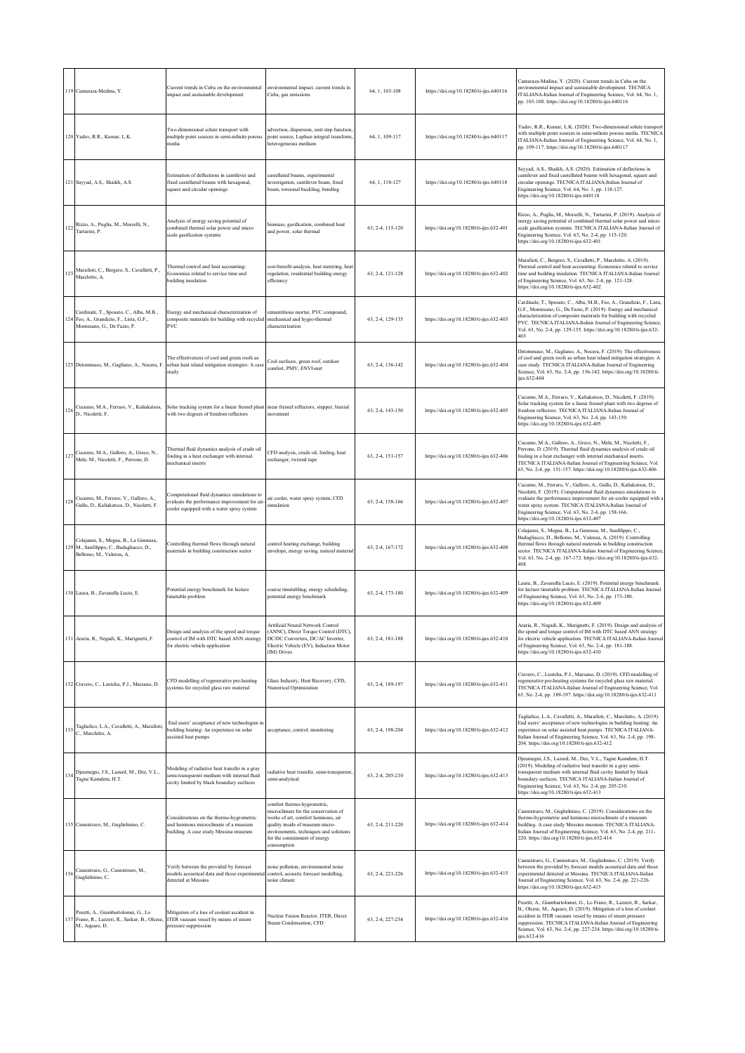| 119 | Camaraza-Medina, Y. | Current trends in Cuba on the environmental impact and sustainable development | environmental impact, current trends in Cuba, gas emissions | 64, 1, 103-108 | https://doi.org/10.18280/ti-ijes.640116 | Camaraza-Medina, Y. (2020). Current trends in Cuba on the environmental impact and sustainable development. TECNICA ITALIANA-Italian Journal of Engineering Science, Vol. 64, No. 1, pp. 103-108. https://doi.org/10.18280/ti-ijes.640116 |
|---|---|---|---|---|---|---|
| 120 | Yadav, R.R., Kumar, L.K. | Two-dimensional solute transport with multiple point sources in semi-infinite porous media | advection, dispersion, unit step function, point source, Laplace integral transform, heterogeneous medium | 64, 1, 109-117 | https://doi.org/10.18280/ti-ijes.640117 | Yadav, R.R., Kumar, L.K. (2020). Two-dimensional solute transport with multiple point sources in semi-infinite porous media. TECNICA ITALIANA-Italian Journal of Engineering Science, Vol. 64, No. 1, pp. 109-117. https://doi.org/10.18280/ti-ijes.640117 |
| 121 | Sayyad, A.S., Shaikh, A.S. | Estimation of deflections in cantilever and fixed castellated beams with hexagonal, square and circular openings | castellated beams, experimental investigation, cantilever beam, fixed beam, torsional buckling, bending | 64, 1, 118-127 | https://doi.org/10.18280/ti-ijes.640118 | Sayyad, A.S., Shaikh, A.S. (2020). Estimation of deflections in cantilever and fixed castellated beams with hexagonal, square and circular openings. TECNICA ITALIANA-Italian Journal of Engineering Science, Vol. 64, No. 1, pp. 118-127. https://doi.org/10.18280/ti-ijes.640118 |
| 122 | Rizzo, A., Puglia, M., Morselli, N., Tartarini, P. | Analysis of energy saving potential of combined thermal solar power and micro scale gasification systems | biomass, gasification, combined heat and power, solar thermal | 63, 2-4, 115-120 | https://doi.org/10.18280/ti-ijes.632-401 | Rizzo, A., Puglia, M., Morselli, N., Tartarini, P. (2019). Analysis of energy saving potential of combined thermal solar power and micro scale gasification systems. TECNICA ITALIANA-Italian Journal of Engineering Science, Vol. 63, No. 2-4, pp. 115-120. https://doi.org/10.18280/ti-ijes.632-401 |
| 123 | Marafioti, C., Bergero, S., Cavalletti, P., Marchitto, A. | Thermal control and heat accounting: Economics related to service time and building insulation | cost-benefit analysis, heat metering, heat regulation, residential building energy efficiency | 63, 2-4, 121-128 | https://doi.org/10.18280/ti-ijes.632-402 | Marafioti, C., Bergero, S., Cavalletti, P., Marchitto, A. (2019). Thermal control and heat accounting: Economics related to service time and building insulation. TECNICA ITALIANA-Italian Journal of Engineering Science, Vol. 63, No. 2-4, pp. 121-128. https://doi.org/10.18280/ti-ijes.632-402 |
| 124 | Cardinale, T., Sposato, C., Alba, M.B., Feo, A., Grandizio, F., Lista, G.F., Montesano, G., De Fazio, P. | Energy and mechanical characterization of composite materials for building with recycled PVC | cementitious mortar, PVC compound, mechanical and hygro-thermal characterization | 63, 2-4, 129-135 | https://doi.org/10.18280/ti-ijes.632-403 | Cardinale, T., Sposato, C., Alba, M.B., Feo, A., Grandizio, F., Lista, G.F., Montesano, G., De Fazio, P. (2019). Energy and mechanical characterization of composite materials for building with recycled PVC. TECNICA ITALIANA-Italian Journal of Engineering Science, Vol. 63, No. 2-4, pp. 129-135. https://doi.org/10.18280/ti-ijes.632-403 |
| 125 | Detommaso, M., Gagliano, A., Nocera, F. | The effectiveness of cool and green roofs as urban heat island mitigation strategies: A case study | Cool surfaces, green roof, outdoor comfort, PMV, ENVI-met | 63, 2-4, 136-142 | https://doi.org/10.18280/ti-ijes.632-404 | Detommaso, M., Gagliano, A., Nocera, F. (2019). The effectiveness of cool and green roofs as urban heat island mitigation strategies: A case study. TECNICA ITALIANA-Italian Journal of Engineering Science, Vol. 63, No. 2-4, pp. 136-142. https://doi.org/10.18280/ti-ijes.632-404 |
| 126 | Cucumo, M.A., Ferraro, V., Kaliakatsos, D., Nicoletti, F. | Solar tracking system for a linear fresnel plant with two degrees of freedom reflectors | inear fresnel reflectors, stepper, biaxial movement | 63, 2-4, 143-150 | https://doi.org/10.18280/ti-ijes.632-405 | Cucumo, M.A., Ferraro, V., Kaliakatsos, D., Nicoletti, F. (2019). Solar tracking system for a linear fresnel plant with two degrees of freedom reflectors. TECNICA ITALIANA-Italian Journal of Engineering Science, Vol. 63, No. 2-4, pp. 143-150. https://doi.org/10.18280/ti-ijes.632-405 |
| 127 | Cucumo, M.A., Galloro, A., Greco, N., Mele, M., Nicoletti, F., Perrone, D. | Thermal fluid dynamics analysis of crude oil fouling in a heat exchanger with internal mechanical inserts | CFD analysis, crude oil, fouling, heat exchanger, twisted tape | 63, 2-4, 151-157 | https://doi.org/10.18280/ti-ijes.632-406 | Cucumo, M.A., Galloro, A., Greco, N., Mele, M., Nicoletti, F., Perrone, D. (2019). Thermal fluid dynamics analysis of crude oil fouling in a heat exchanger with internal mechanical inserts. TECNICA ITALIANA-Italian Journal of Engineering Science, Vol. 63, No. 2-4, pp. 151-157. https://doi.org/10.18280/ti-ijes.632-406 |
| 128 | Cucumo, M., Ferraro, V., Galloro, A., Gullo, D., Kaliakatsos, D., Nicoletti, F. | Computational fluid dynamics simulations to evaluate the performance improvement for air-cooler equipped with a water spray system | air cooler, water spray system, CFD simulation | 63, 2-4, 158-166 | https://doi.org/10.18280/ti-ijes.632-407 | Cucumo, M., Ferraro, V., Galloro, A., Gullo, D., Kaliakatsos, D., Nicoletti, F. (2019). Computational fluid dynamics simulations to evaluate the performance improvement for air-cooler equipped with a water spray system. TECNICA ITALIANA-Italian Journal of Engineering Science, Vol. 63, No. 2-4, pp. 158-166. https://doi.org/10.18280/ti-ijes.632-407 |
| 129 | Colajanni, S., Megna, B., La Gennusa, M., Sanfilippo, C., Badagliacco, D., Bellomo, M., Valenza, A. | Controlling thermal flows through natural materials in building construction sector | control heating exchange, building envelope, energy saving, natural material | 63, 2-4, 167-172 | https://doi.org/10.18280/ti-ijes.632-408 | Colajanni, S., Megna, B., La Gennusa, M., Sanfilippo, C., Badagliacco, D., Bellomo, M., Valenza, A. (2019). Controlling thermal flows through natural materials in building construction sector. TECNICA ITALIANA-Italian Journal of Engineering Science, Vol. 63, No. 2-4, pp. 167-172. https://doi.org/10.18280/ti-ijes.632-408 |
| 130 | Laura, B., Zavanella Lucio, E. | Potential energy benchmark for lecture timetable problem | course timetabling, energy scheduling, potential energy benchmark | 63, 2-4, 173-180 | https://doi.org/10.18280/ti-ijes.632-409 | Laura, B., Zavanella Lucio, E. (2019). Potential energy benchmark for lecture timetable problem. TECNICA ITALIANA-Italian Journal of Engineering Science, Vol. 63, No. 2-4, pp. 173-180. https://doi.org/10.18280/ti-ijes.632-409 |
| 131 | Araria, R., Negadi, K., Marignetti, F. | Design and analysis of the speed and torque control of IM with DTC based ANN strategy for electric vehicle application | Artificial Neural Network Control (ANNC), Direct Torque Control (DTC), DC/DC Converters, DC/AC Inverter, Electric Vehicle (EV), Induction Motor (IM) Drives | 63, 2-4, 181-188 | https://doi.org/10.18280/ti-ijes.632-410 | Araria, R., Negadi, K., Marignetti, F. (2019). Design and analysis of the speed and torque control of IM with DTC based ANN strategy for electric vehicle application. TECNICA ITALIANA-Italian Journal of Engineering Science, Vol. 63, No. 2-4, pp. 181-188. https://doi.org/10.18280/ti-ijes.632-410 |
| 132 | Cravero, C., Leutcha, P.J., Marsano, D. | CFD modelling of regenerative pre-heating systems for recycled glass raw material | Glass Industry, Heat Recovery, CFD, Numerical Optimization | 63, 2-4, 189-197 | https://doi.org/10.18280/ti-ijes.632-411 | Cravero, C., Leutcha, P.J., Marsano, D. (2019). CFD modelling of regenerative pre-heating systems for recycled glass raw material. TECNICA ITALIANA-Italian Journal of Engineering Science, Vol. 63, No. 2-4, pp. 189-197. https://doi.org/10.18280/ti-ijes.632-411 |
| 133 | Tagliafico, L.A., Cavalletti, A., Marafioti, C., Marchitto, A. | End users' acceptance of new technologies in building heating: An experience on solar assisted heat pumps | acceptance, control, monitoring | 63, 2-4, 198-204 | https://doi.org/10.18280/ti-ijes.632-412 | Tagliafico, L.A., Cavalletti, A., Marafioti, C., Marchitto, A. (2019). End users' acceptance of new technologies in building heating: An experience on solar assisted heat pumps. TECNICA ITALIANA-Italian Journal of Engineering Science, Vol. 63, No. 2-4, pp. 198-204. https://doi.org/10.18280/ti-ijes.632-412 |
| 134 | Djeumegni, J.S., Lazard, M., Dez, V.L., Tagne Kamdem, H.T. | Modeling of radiative heat transfer in a gray semi-transparent medium with internal fluid cavity limited by black boundary surfaces | radiative heat transfer, semi-transparent, semi-analytical | 63, 2-4, 205-210 | https://doi.org/10.18280/ti-ijes.632-413 | Djeumegni, J.S., Lazard, M., Dez, V.L., Tagne Kamdem, H.T. (2019). Modeling of radiative heat transfer in a gray semi-transparent medium with internal fluid cavity limited by black boundary surfaces. TECNICA ITALIANA-Italian Journal of Engineering Science, Vol. 63, No. 2-4, pp. 205-210. https://doi.org/10.18280/ti-ijes.632-413 |
| 135 | Cannistraro, M., Guglielmino, C. | Considerations on the thermo-hygrometric and luminous microclimate of a museum building. A case study Messina museum | comfort thermo-hygrometric, microclimate for the conservation of works of art, comfort luminous, air quality inside of museum micro-environments, techniques and solutions for the containment of energy consumption | 63, 2-4, 211-220 | https://doi.org/10.18280/ti-ijes.632-414 | Cannistraro, M., Guglielmino, C. (2019). Considerations on the thermo-hygrometric and luminous microclimate of a museum building. A case study Messina museum. TECNICA ITALIANA-Italian Journal of Engineering Science, Vol. 63, No. 2-4, pp. 211-220. https://doi.org/10.18280/ti-ijes.632-414 |
| 136 | Cannistraro, G., Cannistraro, M., Guglielmino, C. | Verify between the provided by forecast models acoustical data and those experimental detected at Messina | noise pollution, environmental noise control, acoustic forecast modelling, noise climate | 63, 2-4, 221-226 | https://doi.org/10.18280/ti-ijes.632-415 | Cannistraro, G., Cannistraro, M., Guglielmino, C. (2019). Verify between the provided by forecast models acoustical data and those experimental detected at Messina. TECNICA ITALIANA-Italian Journal of Engineering Science, Vol. 63, No. 2-4, pp. 221-226. https://doi.org/10.18280/ti-ijes.632-415 |
| 137 | Pesetti, A., Giambartolomei, G., Lo Frano, R., Lazzeri, R., Sarkar, B., Olcese, M., Aquaro, D. | Mitigation of a loss of coolant accident in ITER vacuum vessel by means of steam pressure suppression | Nuclear Fusion Reactor, ITER, Direct Steam Condensation, CFD | 63, 2-4, 227-234 | https://doi.org/10.18280/ti-ijes.632-416 | Pesetti, A., Giambartolomei, G., Lo Frano, R., Lazzeri, R., Sarkar, B., Olcese, M., Aquaro, D. (2019). Mitigation of a loss of coolant accident in ITER vacuum vessel by means of steam pressure suppression. TECNICA ITALIANA-Italian Journal of Engineering Science, Vol. 63, No. 2-4, pp. 227-234. https://doi.org/10.18280/ti-ijes.632-416 |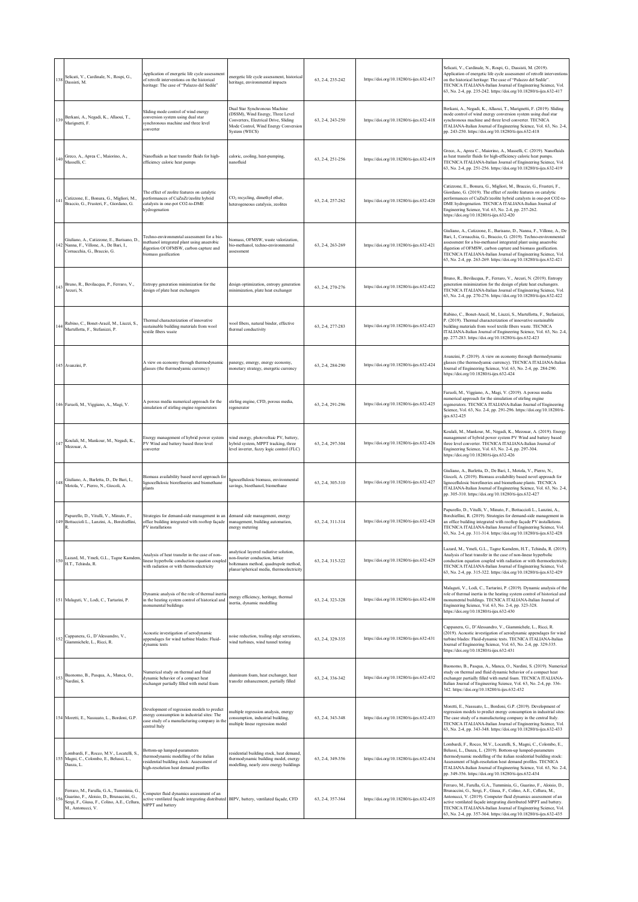| 138 | Selicati, V., Cardinale, N., Rospi, G., Dassisti, M. | Application of energetic life cycle assessment of retrofit interventions on the historical heritage: The case of "Palazzo del Sedile" | energetic life cycle assessment, historical heritage, environmental impacts | 63, 2-4, 235-242 | https://doi.org/10.18280/ti-ijes.632-417 | Selicati, V., Cardinale, N., Rospi, G., Dassisti, M. (2019). Application of energetic life cycle assessment of retrofit interventions on the historical heritage: The case of "Palazzo del Sedile". TECNICA ITALIANA-Italian Journal of Engineering Science, Vol. 63, No. 2-4, pp. 235-242. https://doi.org/10.18280/ti-ijes.632-417 |
|---|---|---|---|---|---|---|
| 139 | Berkani, A., Negadi, K., Allaoui, T., Marignetti, F. | Sliding mode control of wind energy conversion system using dual star synchronous machine and three level converter | Dual Star Synchronous Machine (DSSM), Wind Energy, Three Level Converters, Electrical Drive, Sliding Mode Control, Wind Energy Conversion System (WECS) | 63, 2-4, 243-250 | https://doi.org/10.18280/ti-ijes.632-418 | Berkani, A., Negadi, K., Allaoui, T., Marignetti, F. (2019). Sliding mode control of wind energy conversion system using dual star synchronous machine and three level converter. TECNICA ITALIANA-Italian Journal of Engineering Science, Vol. 63, No. 2-4, pp. 243-250. https://doi.org/10.18280/ti-ijes.632-418 |
| 140 | Greco, A., Aprea C., Maiorino, A., Masselli, C. | Nanofluids as heat transfer fluids for high-efficiency caloric heat pumps | caloric, cooling, heat-pumping, nanofluid | 63, 2-4, 251-256 | https://doi.org/10.18280/ti-ijes.632-419 | Greco, A., Aprea C., Maiorino, A., Masselli, C. (2019). Nanofluids as heat transfer fluids for high-efficiency caloric heat pumps. TECNICA ITALIANA-Italian Journal of Engineering Science, Vol. 63, No. 2-4, pp. 251-256. https://doi.org/10.18280/ti-ijes.632-419 |
| 141 | Catizzone, E., Bonura, G., Migliori, M., Braccio, G., Frusteri, F., Giordano, G. | The effect of zeolite features on catalytic performances of CuZnZr/zeolite hybrid catalysts in one-pot CO2-to-DME hydrogenation | $CO_2$ recycling, dimethyl ether, heterogeneous catalysis, zeolites | 63, 2-4, 257-262 | https://doi.org/10.18280/ti-ijes.632-420 | Catizzone, E., Bonura, G., Migliori, M., Braccio, G., Frusteri, F., Giordano, G. (2019). The effect of zeolite features on catalytic performances of CuZnZr/zeolite hybrid catalysts in one-pot CO2-to-DME hydrogenation. TECNICA ITALIANA-Italian Journal of Engineering Science, Vol. 63, No. 2-4, pp. 257-262. https://doi.org/10.18280/ti-ijes.632-420 |
| 142 | Giuliano, A., Catizzone, E., Barisano, D., Nanna, F., Villone, A., De Bari, I., Cornacchia, G., Braccio, G. | Techno-environmental assessment for a bio-methanol integrated plant using anaerobic digestion Of OFMSW, carbon capture and biomass gasification | biomass, OFMSW, waste valorization, bio-methanol, techno-environmental assessment | 63, 2-4, 263-269 | https://doi.org/10.18280/ti-ijes.632-421 | Giuliano, A., Catizzone, E., Barisano, D., Nanna, F., Villone, A., De Bari, I., Cornacchia, G., Braccio, G. (2019). Techno-environmental assessment for a bio-methanol integrated plant using anaerobic digestion of OFMSW, carbon capture and biomass gasification. TECNICA ITALIANA-Italian Journal of Engineering Science, Vol. 63, No. 2-4, pp. 263-269. https://doi.org/10.18280/ti-ijes.632-421 |
| 143 | Bruno, R., Bevilacqua, P., Ferraro, V., Arcuri, N. | Entropy generation minimization for the design of plate heat exchangers | design optimization, entropy generation minimization, plate heat exchanger | 63, 2-4, 270-276 | https://doi.org/10.18280/ti-ijes.632-422 | Bruno, R., Bevilacqua, P., Ferraro, V., Arcuri, N. (2019). Entropy generation minimization for the design of plate heat exchangers. TECNICA ITALIANA-Italian Journal of Engineering Science, Vol. 63, No. 2-4, pp. 270-276. https://doi.org/10.18280/ti-ijes.632-422 |
| 144 | Rubino, C., Bonet-Aracil, M., Liuzzi, S., Martellotta, F., Stefanizzi, P. | Thermal characterization of innovative sustainable building materials from wool textile fibers waste | wool fibers, natural binder, effective thermal conductivity | 63, 2-4, 277-283 | https://doi.org/10.18280/ti-ijes.632-423 | Rubino, C., Bonet-Aracil, M., Liuzzi, S., Martellotta, F., Stefanizzi, P. (2019). Thermal characterization of innovative sustainable building materials from wool textile fibers waste. TECNICA ITALIANA-Italian Journal of Engineering Science, Vol. 63, No. 2-4, pp. 277-283. https://doi.org/10.18280/ti-ijes.632-423 |
| 145 | Avanzini, P. | A view on economy through thermodynamic glasses (the thermodynamic currency) | panergy, emergy, energy economy, monetary strategy, energetic currency | 63, 2-4, 284-290 | https://doi.org/10.18280/ti-ijes.632-424 | Avanzini, P. (2019). A view on economy through thermodynamic glasses (the thermodynamic currency). TECNICA ITALIANA-Italian Journal of Engineering Science, Vol. 63, No. 2-4, pp. 284-290. https://doi.org/10.18280/ti-ijes.632-424 |
| 146 | Faruoli, M., Viggiano, A., Magi, V. | A porous media numerical approach for the simulation of stirling engine regenerators | stirling engine, CFD, porous media, regenerator | 63, 2-4, 291-296 | https://doi.org/10.18280/ti-ijes.632-425 | Faruoli, M., Viggiano, A., Magi, V. (2019). A porous media numerical approach for the simulation of stirling engine regenerators. TECNICA ITALIANA-Italian Journal of Engineering Science, Vol. 63, No. 2-4, pp. 291-296. https://doi.org/10.18280/ti-ijes.632-425 |
| 147 | Koulali, M., Mankour, M., Negadi, K., Mezouar, A. | Energy management of hybrid power system PV Wind and battery based three level converter | wind energy, photovoltaic PV, battery, hybrid system, MPPT tracking, three level inverter, fuzzy logic control (FLC) | 63, 2-4, 297-304 | https://doi.org/10.18280/ti-ijes.632-426 | Koulali, M., Mankour, M., Negadi, K., Mezouar, A. (2019). Energy management of hybrid power system PV Wind and battery based three level converter. TECNICA ITALIANA-Italian Journal of Engineering Science, Vol. 63, No. 2-4, pp. 297-304. https://doi.org/10.18280/ti-ijes.632-426 |
| 148 | Giuliano, A., Barletta, D., De Bari, I., Motola, V., Pierro, N., Giocoli, A. | Biomass availability based novel approach for lignocellulosic biorefineries and biomethane plants | lignocellulosic biomass, environmental savings, bioethanol, biomethane | 63, 2-4, 305-310 | https://doi.org/10.18280/ti-ijes.632-427 | Giuliano, A., Barletta, D., De Bari, I., Motola, V., Pierro, N., Giocoli, A. (2019). Biomass availability based novel approach for lignocellulosic biorefineries and biomethane plants. TECNICA ITALIANA-Italian Journal of Engineering Science, Vol. 63, No. 2-4, pp. 305-310. https://doi.org/10.18280/ti-ijes.632-427 |
| 149 | Papurello, D., Vitulli, V., Minuto, F., Bottaccioli L., Lanzini, A., Borchiellini, R. | Strategies for demand-side management in an office building integrated with rooftop façade PV installations | demand side management, energy management, building automation, energy metering | 63, 2-4, 311-314 | https://doi.org/10.18280/ti-ijes.632-428 | Papurello, D., Vitulli, V., Minuto, F., Bottaccioli L., Lanzini, A., Borchiellini, R. (2019). Strategies for demand-side management in an office building integrated with rooftop façade PV installations. TECNICA ITALIANA-Italian Journal of Engineering Science, Vol. 63, No. 2-4, pp. 311-314. https://doi.org/10.18280/ti-ijes.632-428 |
| 150 | Lazard, M., Ymeli, G.L., Tagne Kamdem, H.T., Tchinda, R. | Analysis of heat transfer in the case of non-linear hyperbolic conduction equation coupled with radiation or with thermoelectricity | analytical layered radiative solution, non-fourier conduction, lattice boltzmann method, quadrupole method, planar/spherical media, thermoelectricity | 63, 2-4, 315-322 | https://doi.org/10.18280/ti-ijes.632-429 | Lazard, M., Ymeli, G.L., Tagne Kamdem, H.T., Tchinda, R. (2019). Analysis of heat transfer in the case of non-linear hyperbolic conduction equation coupled with radiation or with thermoelectricity. TECNICA ITALIANA-Italian Journal of Engineering Science, Vol. 63, No. 2-4, pp. 315-322. https://doi.org/10.18280/ti-ijes.632-429 |
| 151 | Malaguti, V., Lodi, C., Tartarini, P. | Dynamic analysis of the role of thermal inertia in the heating system control of historical and monumental buildings | energy efficiency, heritage, thermal inertia, dynamic modelling | 63, 2-4, 323-328 | https://doi.org/10.18280/ti-ijes.632-430 | Malaguti, V., Lodi, C., Tartarini, P. (2019). Dynamic analysis of the role of thermal inertia in the heating system control of historical and monumental buildings. TECNICA ITALIANA-Italian Journal of Engineering Science, Vol. 63, No. 2-4, pp. 323-328. https://doi.org/10.18280/ti-ijes.632-430 |
| 152 | Cappanera, G., D'Alessandro, V., Giammichele, L., Ricci, R. | Acoustic investigation of aerodynamic appendages for wind turbine blades: Fluid-dynamic tests | noise reduction, trailing edge serrations, wind turbines, wind tunnel testing | 63, 2-4, 329-335 | https://doi.org/10.18280/ti-ijes.632-431 | Cappanera, G., D'Alessandro, V., Giammichele, L., Ricci, R. (2019). Acoustic investigation of aerodynamic appendages for wind turbine blades: Fluid-dynamic tests. TECNICA ITALIANA-Italian Journal of Engineering Science, Vol. 63, No. 2-4, pp. 329-335. https://doi.org/10.18280/ti-ijes.632-431 |
| 153 | Buonomo, B., Pasqua, A., Manca, O., Nardini, S. | Numerical study on thermal and fluid dynamic behavior of a compact heat exchanger partially filled with metal foam | aluminum foam, heat exchanger, heat transfer enhancement, partially filled | 63, 2-4, 336-342 | https://doi.org/10.18280/ti-ijes.632-432 | Buonomo, B., Pasqua, A., Manca, O., Nardini, S. (2019). Numerical study on thermal and fluid dynamic behavior of a compact heat exchanger partially filled with metal foam. TECNICA ITALIANA-Italian Journal of Engineering Science, Vol. 63, No. 2-4, pp. 336-342. https://doi.org/10.18280/ti-ijes.632-432 |
| 154 | Moretti, E., Nassuato, L., Bordoni, G.P. | Development of regression models to predict energy consumption in industrial sites: The case study of a manufacturing company in the central Italy | multiple regression analysis, energy consumption, industrial building, multiple linear regression model | 63, 2-4, 343-348 | https://doi.org/10.18280/ti-ijes.632-433 | Moretti, E., Nassuato, L., Bordoni, G.P. (2019). Development of regression models to predict energy consumption in industrial sites: The case study of a manufacturing company in the central Italy. TECNICA ITALIANA-Italian Journal of Engineering Science, Vol. 63, No. 2-4, pp. 343-348. https://doi.org/10.18280/ti-ijes.632-433 |
| 155 | Lombardi, F., Rocco, M.V., Locatelli, S., Magni, C., Colombo, E., Belussi, L., Danza, L. | Bottom-up lumped-parameters thermodynamic modelling of the italian residential building stock: Assessment of high-resolution heat demand profiles | residential building stock, heat demand, thermodynamic building model, energy modelling, nearly zero energy buildings | 63, 2-4, 349-356 | https://doi.org/10.18280/ti-ijes.632-434 | Lombardi, F., Rocco, M.V., Locatelli, S., Magni, C., Colombo, E., Belussi, L., Danza, L. (2019). Bottom-up lumped-parameters thermodynamic modelling of the italian residential building stock: Assessment of high-resolution heat demand profiles. TECNICA ITALIANA-Italian Journal of Engineering Science, Vol. 63, No. 2-4, pp. 349-356. https://doi.org/10.18280/ti-ijes.632-434 |
| 156 | Ferraro, M., Farulla, G.A., Tumminia, G., Guarino, F., Aloisio, D., Brunaccini, G., Sergi, F., Giusa, F., Colino, A.E., Cellura, M., Antonucci, V. | Computer fluid dynamics assessment of an active ventilated façade integrating distributed MPPT and battery | BIPV, battery, ventilated façade, CFD | 63, 2-4, 357-364 | https://doi.org/10.18280/ti-ijes.632-435 | Ferraro, M., Farulla, G.A., Tumminia, G., Guarino, F., Aloisio, D., Brunaccini, G., Sergi, F., Giusa, F., Colino, A.E., Cellura, M., Antonucci, V. (2019). Computer fluid dynamics assessment of an active ventilated façade integrating distributed MPPT and battery. TECNICA ITALIANA-Italian Journal of Engineering Science, Vol. 63, No. 2-4, pp. 357-364. https://doi.org/10.18280/ti-ijes.632-435 |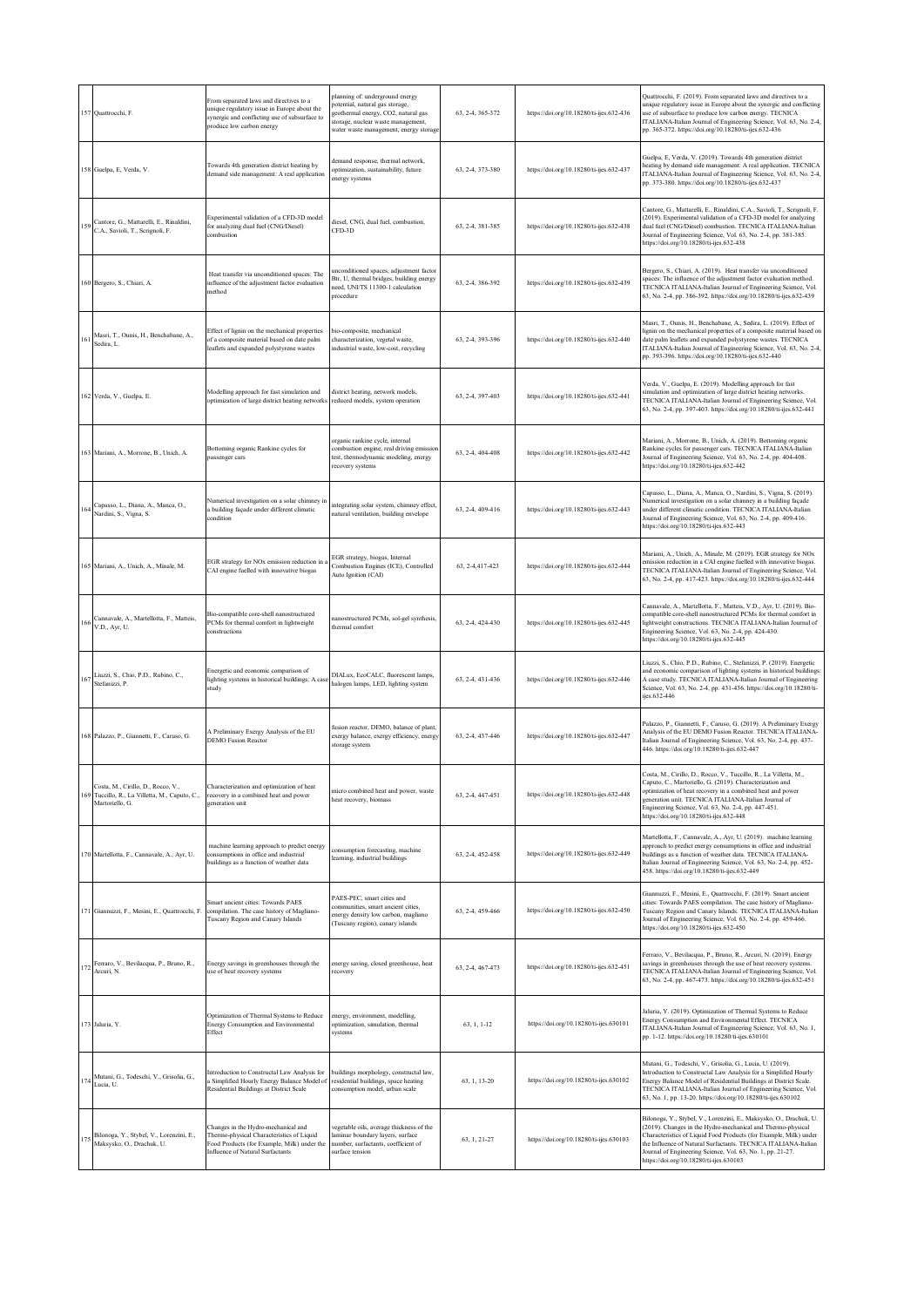| | | | | | | |
|---|---|---|---|---|---|---|
| 157 | Quattrocchi, F. | From separated laws and directives to a unique regulatory issue in Europe about the synergic and conflicting use of subsurface to produce low carbon energy | planning of: underground energy potential, natural gas storage, geothermal energy, CO2, natural gas storage, nuclear waste management, water waste management, energy storage | 63, 2-4, 365-372 | https://doi.org/10.18280/ti-ijes.632-436 | Quattrocchi, F. (2019). From separated laws and directives to a unique regulatory issue in Europe about the synergic and conflicting use of subsurface to produce low carbon energy. TECNICA ITALIANA-Italian Journal of Engineering Science, Vol. 63, No. 2-4, pp. 365-372. https://doi.org/10.18280/ti-ijes.632-436 |
| 158 | Guelpa, E, Verda, V. | Towards 4th generation district heating by demand side management: A real application | demand response, thermal network, optimization, sustainability, future energy systems | 63, 2-4, 373-380 | https://doi.org/10.18280/ti-ijes.632-437 | Guelpa, E, Verda, V. (2019). Towards 4th generation district heating by demand side management: A real application. TECNICA ITALIANA-Italian Journal of Engineering Science, Vol. 63, No. 2-4, pp. 373-380. https://doi.org/10.18280/ti-ijes.632-437 |
| 159 | Cantore, G., Mattarelli, E., Rinaldini, C.A., Savioli, T., Scrignoli, F. | Experimental validation of a CFD-3D model for analyzing dual fuel (CNG/Diesel) combustion | diesel, CNG, dual fuel, combustion, CFD-3D | 63, 2-4, 381-385 | https://doi.org/10.18280/ti-ijes.632-438 | Cantore, G., Mattarelli, E., Rinaldini, C.A., Savioli, T., Scrignoli, F. (2019). Experimental validation of a CFD-3D model for analyzing dual fuel (CNG/Diesel) combustion. TECNICA ITALIANA-Italian Journal of Engineering Science, Vol. 63, No. 2-4, pp. 381-385. https://doi.org/10.18280/ti-ijes.632-438 |
| 160 | Bergero, S., Chiari, A. | Heat transfer via unconditioned spaces: The influence of the adjustment factor evaluation method | unconditioned spaces, adjustment factor Btr, U, thermal bridges, building energy need, UNI/TS 11300-1 calculation procedure | 63, 2-4, 386-392 | https://doi.org/10.18280/ti-ijes.632-439 | Bergero, S., Chiari, A. (2019). Heat transfer via unconditioned spaces: The influence of the adjustment factor evaluation method. TECNICA ITALIANA-Italian Journal of Engineering Science, Vol. 63, No. 2-4, pp. 386-392. https://doi.org/10.18280/ti-ijes.632-439 |
| 161 | Masri, T., Ounis, H., Benchabane, A., Sedira, L. | Effect of lignin on the mechanical properties of a composite material based on date palm leaflets and expanded polystyrene wastes | bio-composite, mechanical characterization, vegetal waste, industrial waste, low-cost, recycling | 63, 2-4, 393-396 | https://doi.org/10.18280/ti-ijes.632-440 | Masri, T., Ounis, H., Benchabane, A., Sedira, L. (2019). Effect of lignin on the mechanical properties of a composite material based on date palm leaflets and expanded polystyrene wastes. TECNICA ITALIANA-Italian Journal of Engineering Science, Vol. 63, No. 2-4, pp. 393-396. https://doi.org/10.18280/ti-ijes.632-440 |
| 162 | Verda, V., Guelpa, E. | Modelling approach for fast simulation and optimization of large district heating networks | district heating, network models, reduced models, system operation | 63, 2-4, 397-403 | https://doi.org/10.18280/ti-ijes.632-441 | Verda, V., Guelpa, E. (2019). Modelling approach for fast simulation and optimization of large district heating networks. TECNICA ITALIANA-Italian Journal of Engineering Science, Vol. 63, No. 2-4, pp. 397-403. https://doi.org/10.18280/ti-ijes.632-441 |
| 163 | Mariani, A., Morrone, B., Unich, A. | Bottoming organic Rankine cycles for passenger cars | organic rankine cycle, internal combustion engine, real driving emission test, thermodynamic modeling, energy recovery systems | 63, 2-4, 404-408 | https://doi.org/10.18280/ti-ijes.632-442 | Mariani, A., Morrone, B., Unich, A. (2019). Bottoming organic Rankine cycles for passenger cars. TECNICA ITALIANA-Italian Journal of Engineering Science, Vol. 63, No. 2-4, pp. 404-408. https://doi.org/10.18280/ti-ijes.632-442 |
| 164 | Capasso, L., Diana, A., Manca, O., Nardini, S., Vigna, S. | Numerical investigation on a solar chimney in a building façade under different climatic condition | integrating solar system, chimney effect, natural ventilation, building envelope | 63, 2-4, 409-416 | https://doi.org/10.18280/ti-ijes.632-443 | Capasso, L., Diana, A., Manca, O., Nardini, S., Vigna, S. (2019). Numerical investigation on a solar chimney in a building façade under different climatic condition. TECNICA ITALIANA-Italian Journal of Engineering Science, Vol. 63, No. 2-4, pp. 409-416. https://doi.org/10.18280/ti-ijes.632-443 |
| 165 | Mariani, A., Unich, A., Minale, M. | EGR strategy for NOx emission reduction in a CAI engine fuelled with innovative biogas | EGR strategy, biogas, Internal Combustion Engines (ICE), Controlled Auto Ignition (CAI) | 63, 2-4,417-423 | https://doi.org/10.18280/ti-ijes.632-444 | Mariani, A., Unich, A., Minale, M. (2019). EGR strategy for NOx emission reduction in a CAI engine fuelled with innovative biogas. TECNICA ITALIANA-Italian Journal of Engineering Science, Vol. 63, No. 2-4, pp. 417-423. https://doi.org/10.18280/ti-ijes.632-444 |
| 166 | Cannavale, A., Martellotta, F., Matteis, V.D., Ayr, U. | Bio-compatible core-shell nanostructured PCMs for thermal comfort in lightweight constructions | nanostructured PCMs, sol-gel synthesis, thermal comfort | 63, 2-4, 424-430 | https://doi.org/10.18280/ti-ijes.632-445 | Cannavale, A., Martellotta, F., Matteis, V.D., Ayr, U. (2019). Bio-compatible core-shell nanostructured PCMs for thermal comfort in lightweight constructions. TECNICA ITALIANA-Italian Journal of Engineering Science, Vol. 63, No. 2-4, pp. 424-430. https://doi.org/10.18280/ti-ijes.632-445 |
| 167 | Liuzzi, S., Chio, P.D., Rubino, C., Stefanizzi, P. | Energetic and economic comparison of lighting systems in historical buildings: A case study | DIALux, EcoCALC, fluorescent lamps, halogen lamps, LED, lighting system | 63, 2-4, 431-436 | https://doi.org/10.18280/ti-ijes.632-446 | Liuzzi, S., Chio, P.D., Rubino, C., Stefanizzi, P. (2019). Energetic and economic comparison of lighting systems in historical buildings: A case study. TECNICA ITALIANA-Italian Journal of Engineering Science, Vol. 63, No. 2-4, pp. 431-436. https://doi.org/10.18280/ti-ijes.632-446 |
| 168 | Palazzo, P., Giannetti, F., Caruso, G. | A Preliminary Exergy Analysis of the EU DEMO Fusion Reactor | fusion reactor, DEMO, balance of plant, exergy balance, exergy efficiency, energy storage system | 63, 2-4, 437-446 | https://doi.org/10.18280/ti-ijes.632-447 | Palazzo, P., Giannetti, F., Caruso, G. (2019). A Preliminary Exergy Analysis of the EU DEMO Fusion Reactor. TECNICA ITALIANA-Italian Journal of Engineering Science, Vol. 63, No. 2-4, pp. 437-446. https://doi.org/10.18280/ti-ijes.632-447 |
| 169 | Costa, M., Cirillo, D., Rocco, V., Tuccillo, R., La Villetta, M., Caputo, C., Martoriello, G. | Characterization and optimization of heat recovery in a combined heat and power generation unit | micro combined heat and power, waste heat recovery, biomass | 63, 2-4, 447-451 | https://doi.org/10.18280/ti-ijes.632-448 | Costa, M., Cirillo, D., Rocco, V., Tuccillo, R., La Villetta, M., Caputo, C., Martoriello, G. (2019). Characterization and optimization of heat recovery in a combined heat and power generation unit. TECNICA ITALIANA-Italian Journal of Engineering Science, Vol. 63, No. 2-4, pp. 447-451. https://doi.org/10.18280/ti-ijes.632-448 |
| 170 | Martellotta, F., Cannavale, A., Ayr, U. | machine learning approach to predict energy consumptions in office and industrial buildings as a function of weather data | consumption forecasting, machine learning, industrial buildings | 63, 2-4, 452-458 | https://doi.org/10.18280/ti-ijes.632-449 | Martellotta, F., Cannavale, A., Ayr, U. (2019). machine learning approach to predict energy consumptions in office and industrial buildings as a function of weather data. TECNICA ITALIANA-Italian Journal of Engineering Science, Vol. 63, No. 2-4, pp. 452-458. https://doi.org/10.18280/ti-ijes.632-449 |
| 171 | Giannuzzi, F., Mesini, E., Quattrocchi, F. | Smart ancient cities: Towards PAES compilation. The case history of Magliano-Tuscany Region and Canary Islands | PAES-PEC, smart cities and communities, smart ancient cities, energy density low carbon, magliano (Tuscany region), canary islands | 63, 2-4, 459-466 | https://doi.org/10.18280/ti-ijes.632-450 | Giannuzzi, F., Mesini, E., Quattrocchi, F. (2019). Smart ancient cities: Towards PAES compilation. The case history of Magliano-Tuscany Region and Canary Islands. TECNICA ITALIANA-Italian Journal of Engineering Science, Vol. 63, No. 2-4, pp. 459-466. https://doi.org/10.18280/ti-ijes.632-450 |
| 172 | Ferraro, V., Bevilacqua, P., Bruno, R., Arcuri, N. | Energy savings in greenhouses through the use of heat recovery systems | energy saving, closed greenhouse, heat recovery | 63, 2-4, 467-473 | https://doi.org/10.18280/ti-ijes.632-451 | Ferraro, V., Bevilacqua, P., Bruno, R., Arcuri, N. (2019). Energy savings in greenhouses through the use of heat recovery systems. TECNICA ITALIANA-Italian Journal of Engineering Science, Vol. 63, No. 2-4, pp. 467-473. https://doi.org/10.18280/ti-ijes.632-451 |
| 173 | Jaluria, Y. | Optimization of Thermal Systems to Reduce Energy Consumption and Environmental Effect | energy, environment, modelling, optimization, simulation, thermal systems | 63, 1, 1-12 | https://doi.org/10.18280/ti-ijes.630101 | Jaluria, Y. (2019). Optimization of Thermal Systems to Reduce Energy Consumption and Environmental Effect. TECNICA ITALIANA-Italian Journal of Engineering Science, Vol. 63, No. 1, pp. 1-12. https://doi.org/10.18280/ti-ijes.630101 |
| 174 | Mutani, G., Todeschi, V., Grisolia, G., Lucia, U. | Introduction to Constructal Law Analysis for a Simplified Hourly Energy Balance Model of Residential Buildings at District Scale | buildings morphology, constructal law, residential buildings, space heating consumption model, urban scale | 63, 1, 13-20 | https://doi.org/10.18280/ti-ijes.630102 | Mutani, G., Todeschi, V., Grisolia, G., Lucia, U. (2019). Introduction to Constructal Law Analysis for a Simplified Hourly Energy Balance Model of Residential Buildings at District Scale. TECNICA ITALIANA-Italian Journal of Engineering Science, Vol. 63, No. 1, pp. 13-20. https://doi.org/10.18280/ti-ijes.630102 |
| 175 | Bilonoga, Y., Stybel, V., Lorenzini, E., Maksysko, O., Drachuk, U. | Changes in the Hydro-mechanical and Thermo-physical Characteristics of Liquid Food Products (for Example, Milk) under the Influence of Natural Surfactants | vegetable oils, average thickness of the laminar boundary layers, surface number, surfactants, coefficient of surface tension | 63, 1, 21-27 | https://doi.org/10.18280/ti-ijes.630103 | Bilonoga, Y., Stybel, V., Lorenzini, E., Maksysko, O., Drachuk, U. (2019). Changes in the Hydro-mechanical and Thermo-physical Characteristics of Liquid Food Products (for Example, Milk) under the Influence of Natural Surfactants. TECNICA ITALIANA-Italian Journal of Engineering Science, Vol. 63, No. 1, pp. 21-27. https://doi.org/10.18280/ti-ijes.630103 |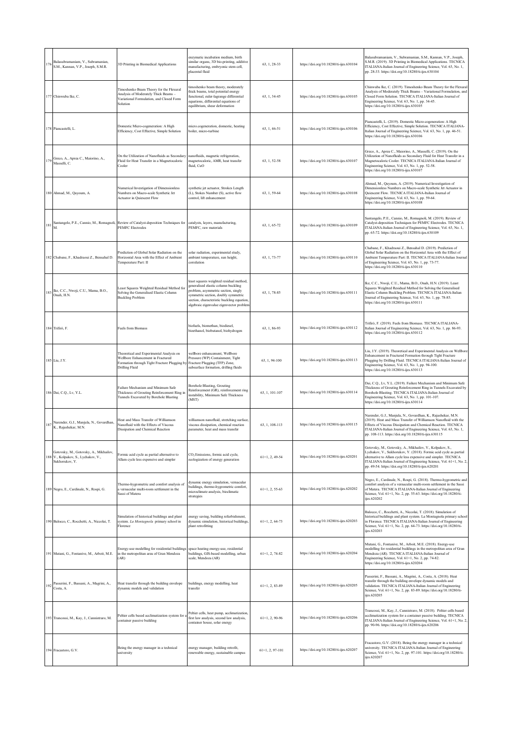| 176 | Balasubramaniam, V., Subramanian, S.M.R., Kannan, V.P., Joseph, S.M.R. | 3D Printing in Biomedical Applications | enzymatic incubation medium, birth similar organs, 3D bio-printing, additive manufacturing, embryonic stem cell, placental fluid | 63, 1, 28-33 | https://doi.org/10.18280/ti-ijes.630104 | Balasubramaniam, V., Subramanian, S.M.R., Kannan, V.P., Joseph, S.M.R. (2019). 3D Printing in Biomedical Applications. TECNICA ITALIANA-Italian Journal of Engineering Science, Vol. 63, No. 1, pp. 28-33. https://doi.org/10.18280/ti-ijes.630104 |
|---|---|---|---|---|---|---|
| 177 | Chinwuba Ike, C. | Timoshenko Beam Theory for the Flexural Analysis of Moderately Thick Beams – Variational Formulation, and Closed Form Solution | timoshenko beam theory, moderately thick beams, total potential energy functional, euler-lagrange differential equations, differential equations of equilibrium, shear deformation | 63, 1, 34-45 | https://doi.org/10.18280/ti-ijes.630105 | Chinwuba Ike, C. (2019). Timoshenko Beam Theory for the Flexural Analysis of Moderately Thick Beams – Variational Formulation, and Closed Form Solution. TECNICA ITALIANA-Italian Journal of Engineering Science, Vol. 63, No. 1, pp. 34-45. https://doi.org/10.18280/ti-ijes.630105 |
| 178 | Piancastelli, L. | Domestic Micro-cogeneration: A High Efficiency, Cost Effective, Simple Solution | micro.cogeneration, domestic, heating boiler, micro-turbine | 63, 1, 46-51 | https://doi.org/10.18280/ti-ijes.630106 | Piancastelli, L. (2019). Domestic Micro-cogeneration: A High Efficiency, Cost Effective, Simple Solution. TECNICA ITALIANA-Italian Journal of Engineering Science, Vol. 63, No. 1, pp. 46-51. https://doi.org/10.18280/ti-ijes.630106 |
| 179 | Greco, A., Aprea C., Maiorino, A., Masselli, C. | On the Utilization of Nanofluids as Secondary Fluid for Heat Transfer in a Magnetocaloric Cooler | nanofluids, magnetic refrigeration, magnetocaloric, AMR, heat transfer fluid, CuO | 63, 1, 52-58 | https://doi.org/10.18280/ti-ijes.630107 | Greco, A., Aprea C., Maiorino, A., Masselli, C. (2019). On the Utilization of Nanofluids as Secondary Fluid for Heat Transfer in a Magnetocaloric Cooler. TECNICA ITALIANA-Italian Journal of Engineering Science, Vol. 63, No. 1, pp. 52-58. https://doi.org/10.18280/ti-ijes.630107 |
| 180 | Ahmad, M., Qayoum, A. | Numerical Investigation of Dimensionless Numbers on Macro-scale Synthetic Jet Actuator in Quiescent Flow | synthetic jet actuator, Strokes Length (L), Stokes Number (S), active flow control, lift enhancement | 63, 1, 59-64 | https://doi.org/10.18280/ti-ijes.630108 | Ahmad, M., Qayoum, A. (2019). Numerical Investigation of Dimensionless Numbers on Macro-scale Synthetic Jet Actuator in Quiescent Flow. TECNICA ITALIANA-Italian Journal of Engineering Science, Vol. 63, No. 1, pp. 59-64. https://doi.org/10.18280/ti-ijes.630108 |
| 181 | Santangelo, P.E., Cannio, M., Romagnoli, M. | Review of Catalyst-deposition Techniques for PEMFC Electrodes | catalysts, layers, manufacturing, PEMFC, raw materials | 63, 1, 65-72 | https://doi.org/10.18280/ti-ijes.630109 | Santangelo, P.E., Cannio, M., Romagnoli, M. (2019). Review of Catalyst-deposition Techniques for PEMFC Electrodes. TECNICA ITALIANA-Italian Journal of Engineering Science, Vol. 63, No. 1, pp. 65-72. https://doi.org/10.18280/ti-ijes.630109 |
| 182 | Chabane, F., Khadraoui Z., Bensahal D. | Prediction of Global Solar Radiation on the Horizontal Area with the Effect of Ambient Temperature Part: II | solar radiation, experimental study, ambient temperature, sun height, correlation | 63, 1, 73-77 | https://doi.org/10.18280/ti-ijes.630110 | Chabane, F., Khadraoui Z., Bensahal D. (2019). Prediction of Global Solar Radiation on the Horizontal Area with the Effect of Ambient Temperature Part: II. TECNICA ITALIANA-Italian Journal of Engineering Science, Vol. 63, No. 1, pp. 73-77. https://doi.org/10.18280/ti-ijes.630110 |
| 183 | Ike, C.C., Nwoji, C.U., Mama, B.O., Onah, H.N. | Least Squares Weighted Residual Method for Solving the Generalised Elastic Column Buckling Problem | least squares weighted residual method, generalised elastic column buckling problem, asymmetric section, singly symmetric section, doubly symmetric section, characteristic buckling equation, algebraic eigenvalue eigenvector problem | 63, 1, 78-85 | https://doi.org/10.18280/ti-ijes.630111 | Ike, C.C., Nwoji, C.U., Mama, B.O., Onah, H.N. (2019). Least Squares Weighted Residual Method for Solving the Generalised Elastic Column Buckling Problem. TECNICA ITALIANA-Italian Journal of Engineering Science, Vol. 63, No. 1, pp. 78-85. https://doi.org/10.18280/ti-ijes.630111 |
| 184 | Trifirò, F. | Fuels from Biomass | biofuels, biomethan, biodiesel, bioethanol, biobutanol, biohydrogen | 63, 1, 86-93 | https://doi.org/10.18280/ti-ijes.630112 | Trifirò, F. (2019). Fuels from Biomass. TECNICA ITALIANA-Italian Journal of Engineering Science, Vol. 63, No. 1, pp. 86-93. https://doi.org/10.18280/ti-ijes.630112 |
| 185 | Liu, J.Y. | Theoretical and Experimental Analysis on Wellbore Enhancement in Fractured Formation through Tight Fracture Plugging by Drilling Fluid | wellbore enhancement, Wellbore Pressure (WP) Containment, Tight Fracture Plugging (TFP) Zone, subsurface formation, drilling fluids | 63, 1, 94-100 | https://doi.org/10.18280/ti-ijes.630113 | Liu, J.Y. (2019). Theoretical and Experimental Analysis on Wellbore Enhancement in Fractured Formation through Tight Fracture Plugging by Drilling Fluid. TECNICA ITALIANA-Italian Journal of Engineering Science, Vol. 63, No. 1, pp. 94-100. https://doi.org/10.18280/ti-ijes.630113 |
| 186 | Dai, C.Q., Lv, Y.L. | Failure Mechanism and Minimum Safe Thickness of Grouting Reinforcement Ring in Tunnels Excavated by Borehole Blasting | Borehole Blasting, Grouting Reinforcement (GR), reinforcement ring instability, Minimum Safe Thickness (MST) | 63, 1, 101-107 | https://doi.org/10.18280/ti-ijes.630114 | Dai, C.Q., Lv, Y.L. (2019). Failure Mechanism and Minimum Safe Thickness of Grouting Reinforcement Ring in Tunnels Excavated by Borehole Blasting. TECNICA ITALIANA-Italian Journal of Engineering Science, Vol. 63, No. 1, pp. 101-107. https://doi.org/10.18280/ti-ijes.630114 |
| 187 | Narender, G.J., Manjula, N., Govardhan, K., Rajashekar, M.N. | Heat and Mass Transfer of Williamson Nanofluid with the Effects of Viscous Dissipation and Chemical Reaction | williamson nanofluid, stretching surface, viscous dissipation, chemical reaction parameter, heat and mass transfer | 63, 1, 108-113 | https://doi.org/10.18280/ti-ijes.630115 | Narender, G.J., Manjula, N., Govardhan, K., Rajashekar, M.N. (2019). Heat and Mass Transfer of Williamson Nanofluid with the Effects of Viscous Dissipation and Chemical Reaction. TECNICA ITALIANA-Italian Journal of Engineering Science, Vol. 63, No. 1, pp. 108-113. https://doi.org/10.18280/ti-ijes.630115 |
| 188 | Gotovsky, M., Gotovsky, A., Mikhailov, V., Kolpakov, S., Lychakov, V., Sukhorukov, Y. | Formic acid cycle as partial alternative to Allam cycle less expensive and simpler | $CO_2$ Emissions, formic acid cycle, ecologization of energy generation | 61+1, 2, 49-54 | https://doi.org/10.18280/ti-ijes.620201 | Gotovsky, M., Gotovsky, A., Mikhailov, V., Kolpakov, S., Lychakov, V., Sukhorukov, Y. (2018). Formic acid cycle as partial alternative to Allam cycle less expensive and simpler. TECNICA ITALIANA-Italian Journal of Engineering Science, Vol. 61+1, No. 2, pp. 49-54. https://doi.org/10.18280/ti-ijes.620201 |
| 189 | Negro, E., Cardinale, N., Rospi, G. | Thermo-hygrometric and comfort analysis of a vernacular multi-room settlement in the Sassi of Matera | dynamic energy simulation, vernacular buildings, thermo-hygrometric comfort, microclimate analysis, bioclimatic strategies | 61+1, 2, 55-63 | https://doi.org/10.18280/ti-ijes.620202 | Negro, E., Cardinale, N., Rospi, G. (2018). Thermo-hygrometric and comfort analysis of a vernacular multi-room settlement in the Sassi of Matera. TECNICA ITALIANA-Italian Journal of Engineering Science, Vol. 61+1, No. 2, pp. 55-63. https://doi.org/10.18280/ti-ijes.620202 |
| 190 | Balocco, C., Rocchetti, A., Niccolai, T. | Simulation of historical buildings and plant system. *La Montagnola* primary school in Florence | energy saving, building refurbishment, dynamic simulation, historical buildings, plant retrofitting | 61+1, 2, 64-73 | https://doi.org/10.18280/ti-ijes.620203 | Balocco, C., Rocchetti, A., Niccolai, T. (2018). Simulation of historical buildings and plant system. La Montagnola primary school in Florence. TECNICA ITALIANA-Italian Journal of Engineering Science, Vol. 61+1, No. 2, pp. 64-73. https://doi.org/10.18280/ti-ijes.620203 |
| 191 | Mutani, G., Fontanive, M., Arboit, M.E. | Energy-use modelling for residential buildings in the metropolitan area of Gran Mendoza (AR) | space heating energy-use, residential buildings, GIS-based modelling, urban scale, Mendoza (AR) | 61+1, 2, 74-82 | https://doi.org/10.18280/ti-ijes.620204 | Mutani, G., Fontanive, M., Arboit, M.E. (2018). Energy-use modelling for residential buildings in the metropolitan area of Gran Mendoza (AR). TECNICA ITALIANA-Italian Journal of Engineering Science, Vol. 61+1, No. 2, pp. 74-82. https://doi.org/10.18280/ti-ijes.620204 |
| 192 | Passerini, F., Bassani, A., Magrini, A., Costa, A. | Heat transfer through the building envelope dynamic models and validation | buildings, energy modelling, heat transfer | 61+1, 2, 83-89 | https://doi.org/10.18280/ti-ijes.620205 | Passerini, F., Bassani, A., Magrini, A., Costa, A. (2018). Heat transfer through the building envelope dynamic models and validation. TECNICA ITALIANA-Italian Journal of Engineering Science, Vol. 61+1, No. 2, pp. 83-89. https://doi.org/10.18280/ti-ijes.620205 |
| 193 | Trancossi, M., Kay, J., Cannistraro, M. | Peltier cells based acclimatization system for a container passive building | Peltier cells, heat pump, acclimatization, first law analysis, second law analysis, container house, solar energy | 61+1, 2, 90-96 | https://doi.org/10.18280/ti-ijes.620206 | Trancossi, M., Kay, J., Cannistraro, M. (2018). Peltier cells based acclimatization system for a container passive building. TECNICA ITALIANA-Italian Journal of Engineering Science, Vol. 61+1, No. 2, pp. 90-96. https://doi.org/10.18280/ti-ijes.620206 |
| 194 | Fracastoro, G.V. | Being the energy manager in a technical university | energy manager, building retrofit, renewable energy, sustainable campus | 61+1, 2, 97-101 | https://doi.org/10.18280/ti-ijes.620207 | Fracastoro, G.V. (2018). Being the energy manager in a technical university. TECNICA ITALIANA-Italian Journal of Engineering Science, Vol. 61+1, No. 2, pp. 97-101. https://doi.org/10.18280/ti-ijes.620207 |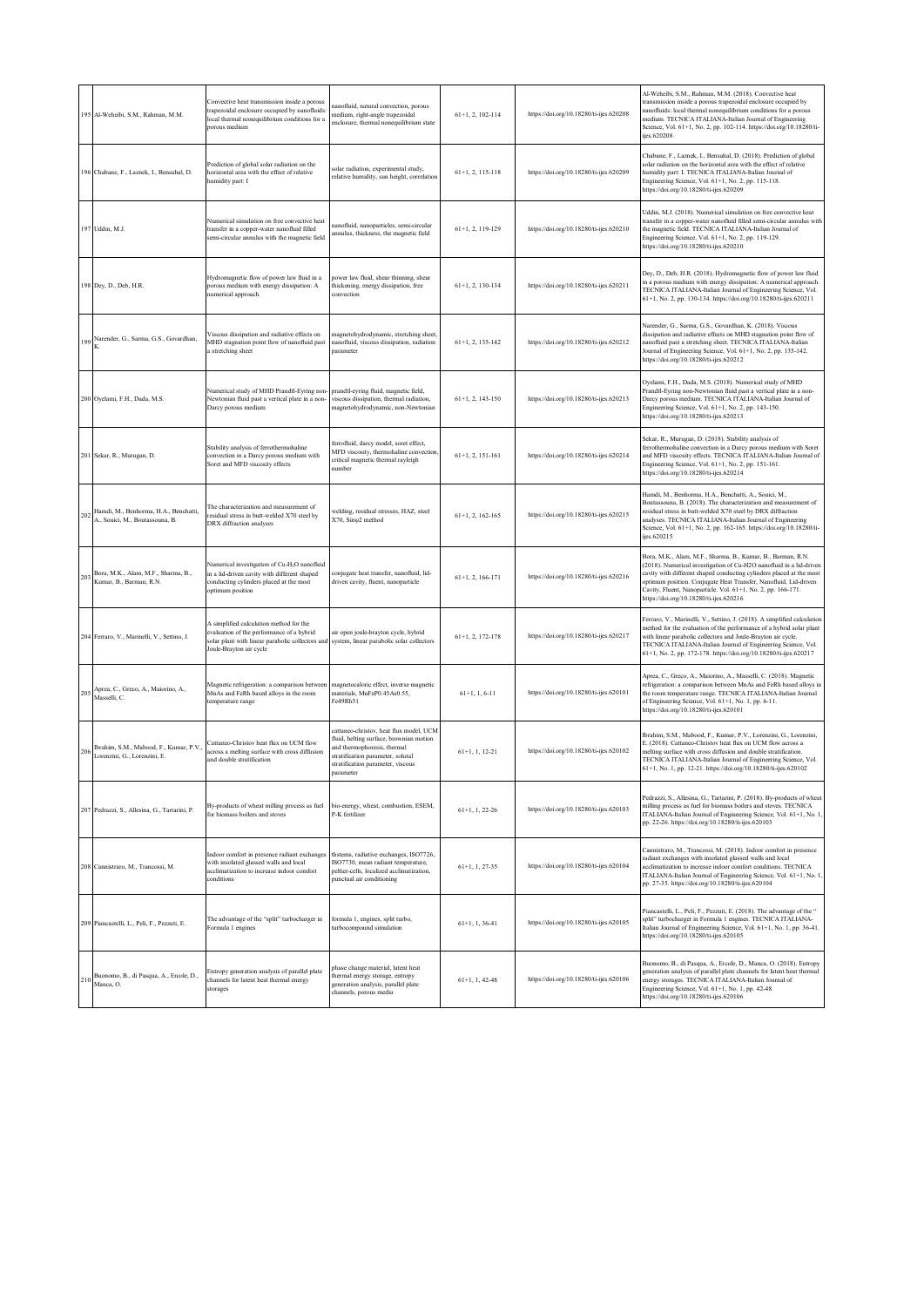| | | | | | | |
|---|---|---|---|---|---|---|
| 195 | Al-Weheibi, S.M., Rahman, M.M. | Convective heat transmission inside a porous trapezoidal enclosure occupied by nanofluids: local thermal nonequilibrium conditions for a porous medium | nanofluid, natural convection, porous medium, right-angle trapezoidal enclosure, thermal nonequilibrium state | 61+1, 2, 102-114 | https://doi.org/10.18280/ti-ijes.620208 | Al-Weheibi, S.M., Rahman, M.M. (2018). Convective heat transmission inside a porous trapezoidal enclosure occupied by nanofluids: local thermal nonequilibrium conditions for a porous medium. TECNICA ITALIANA-Italian Journal of Engineering Science, Vol. 61+1, No. 2, pp. 102-114. https://doi.org/10.18280/ti-ijes.620208 |
| 196 | Chabane, F., Laznek, I., Bensahal, D. | Prediction of global solar radiation on the horizontal area with the effect of relative humidity part: I | solar radiation, experimental study, relative humidity, sun height, correlation | 61+1, 2, 115-118 | https://doi.org/10.18280/ti-ijes.620209 | Chabane, F., Laznek, I., Bensahal, D. (2018). Prediction of global solar radiation on the horizontal area with the effect of relative humidity part: I. TECNICA ITALIANA-Italian Journal of Engineering Science, Vol. 61+1, No. 2, pp. 115-118. https://doi.org/10.18280/ti-ijes.620209 |
| 197 | Uddin, M.J. | Numerical simulation on free convective heat transfer in a copper-water nanofluid filled semi-circular annulus with the magnetic field | nanofluid, nanoparticles, semi-circular annulus, thickness, the magnetic field | 61+1, 2, 119-129 | https://doi.org/10.18280/ti-ijes.620210 | Uddin, M.J. (2018). Numerical simulation on free convective heat transfer in a copper-water nanofluid filled semi-circular annulus with the magnetic field. TECNICA ITALIANA-Italian Journal of Engineering Science, Vol. 61+1, No. 2, pp. 119-129. https://doi.org/10.18280/ti-ijes.620210 |
| 198 | Dey, D., Deb, H.R. | Hydromagnetic flow of power law fluid in a porous medium with energy dissipation: A numerical approach | power law fluid, shear thinning, shear thickening, energy dissipation, free convection | 61+1, 2, 130-134 | https://doi.org/10.18280/ti-ijes.620211 | Dey, D., Deb, H.R. (2018). Hydromagnetic flow of power law fluid in a porous medium with energy dissipation: A numerical approach. TECNICA ITALIANA-Italian Journal of Engineering Science, Vol. 61+1, No. 2, pp. 130-134. https://doi.org/10.18280/ti-ijes.620211 |
| 199 | Narender, G., Sarma, G.S., Govardhan, K. | Viscous dissipation and radiative effects on MHD stagnation point flow of nanofluid past a stretching sheet | magnetohydrodynamic, stretching sheet, nanofluid, viscous dissipation, radiation parameter | 61+1, 2, 135-142 | https://doi.org/10.18280/ti-ijes.620212 | Narender, G., Sarma, G.S., Govardhan, K. (2018). Viscous dissipation and radiative effects on MHD stagnation point flow of nanofluid past a stretching sheet. TECNICA ITALIANA-Italian Journal of Engineering Science, Vol. 61+1, No. 2, pp. 135-142. https://doi.org/10.18280/ti-ijes.620212 |
| 200 | Oyelami, F.H., Dada, M.S. | Numerical study of MHD Prandtl-Eyring non-Newtonian fluid past a vertical plate in a non-Darcy porous medium | prandtl-eyring fluid, magnetic field, viscous dissipation, thermal radiation, magnetohydrodynamic, non-Newtonian | 61+1, 2, 143-150 | https://doi.org/10.18280/ti-ijes.620213 | Oyelami, F.H., Dada, M.S. (2018). Numerical study of MHD Prandtl-Eyring non-Newtonian fluid past a vertical plate in a non-Darcy porous medium. TECNICA ITALIANA-Italian Journal of Engineering Science, Vol. 61+1, No. 2, pp. 143-150. https://doi.org/10.18280/ti-ijes.620213 |
| 201 | Sekar, R., Murugan, D. | Stability analysis of ferrothermohaline convection in a Darcy porous medium with Soret and MFD viscosity effects | ferrofluid, darcy model, soret effect, MFD viscosity, thermohaline convection, critical magnetic thermal rayleigh number | 61+1, 2, 151-161 | https://doi.org/10.18280/ti-ijes.620214 | Sekar, R., Murugan, D. (2018). Stability analysis of ferrothermohaline convection in a Darcy porous medium with Soret and MFD viscosity effects. TECNICA ITALIANA-Italian Journal of Engineering Science, Vol. 61+1, No. 2, pp. 151-161. https://doi.org/10.18280/ti-ijes.620214 |
| 202 | Hamdi, M., Benhorma, H.A., Benchatti, A., Souici, M., Boutassouna, B. | The characterization and measurement of residual stress in butt-welded X70 steel by DRX diffraction analyses | welding, residual stresses, HAZ, steel X70, $\sin\psi2$ method | 61+1, 2, 162-165 | https://doi.org/10.18280/ti-ijes.620215 | Hamdi, M., Benhorma, H.A., Benchatti, A., Souici, M., Boutassouna, B. (2018). The characterization and measurement of residual stress in butt-welded X70 steel by DRX diffraction analyses. TECNICA ITALIANA-Italian Journal of Engineering Science, Vol. 61+1, No. 2, pp. 162-165. https://doi.org/10.18280/ti-ijes.620215 |
| 203 | Bora, M.K., Alam, M.F., Sharma, B., Kumar, B., Barman, R.N. | Numerical investigation of Cu-$H_2O$ nanofluid in a lid-driven cavity with different shaped conducting cylinders placed at the most optimum position | conjugate heat transfer, nanofluid, lid-driven cavity, fluent, nanoparticle | 61+1, 2, 166-171 | https://doi.org/10.18280/ti-ijes.620216 | Bora, M.K., Alam, M.F., Sharma, B., Kumar, B., Barman, R.N. (2018). Numerical investigation of Cu-H2O nanofluid in a lid-driven cavity with different shaped conducting cylinders placed at the most optimum position. Conjugate Heat Transfer, Nanofluid, Lid-driven Cavity, Fluent, Nanoparticle. TECNICA ITALIANA-Italian Journal of Engineering Science, Vol. 61+1, No. 2, pp. 166-171. https://doi.org/10.18280/ti-ijes.620216 |
| 204 | Ferraro, V., Marinelli, V., Settino, J. | A simplified calculation method for the evaluation of the performance of a hybrid solar plant with linear parabolic collectors and Joule-Brayton air cycle | air open joule-brayton cycle, hybrid system, linear parabolic solar collectors | 61+1, 2, 172-178 | https://doi.org/10.18280/ti-ijes.620217 | Ferraro, V., Marinelli, V., Settino, J. (2018). A simplified calculation method for the evaluation of the performance of a hybrid solar plant with linear parabolic collectors and Joule-Brayton air cycle. TECNICA ITALIANA-Italian Journal of Engineering Science, Vol. 61+1, No. 2, pp. 172-178. https://doi.org/10.18280/ti-ijes.620217 |
| 205 | Aprea, C., Greco, A., Maiorino, A., Masselli, C. | Magnetic refrigeration: a comparison between MnAs and FeRh based alloys in the room temperature range | magnetocaloric effect, inverse magnetic materials, MnFeP0.45As0.55, Fe49Rh51 | 61+1, 1, 6-11 | https://doi.org/10.18280/ti-ijes.620101 | Aprea, C., Greco, A., Maiorino, A., Masselli, C. (2018). Magnetic refrigeration: a comparison between MnAs and FeRh based alloys in the room temperature range. TECNICA ITALIANA-Italian Journal of Engineering Science, Vol. 61+1, No. 1, pp. 6-11. https://doi.org/10.18280/ti-ijes.620101 |
| 206 | Ibrahim, S.M., Mabood, F., Kumar, P.V., Lorenzini, G., Lorenzini, E. | Cattaneo-Christov heat flux on UCM flow across a melting surface with cross diffusion and double stratification | cattaneo-christov, heat flux model, UCM fluid, helting surface, brownian motion and thermophoresis, thermal stratification parameter, solutal stratification parameter, viscous parameter | 61+1, 1, 12-21 | https://doi.org/10.18280/ti-ijes.620102 | Ibrahim, S.M., Mabood, F., Kumar, P.V., Lorenzini, G., Lorenzini, E. (2018). Cattaneo-Christov heat flux on UCM flow across a melting surface with cross diffusion and double stratification. TECNICA ITALIANA-Italian Journal of Engineering Science, Vol. 61+1, No. 1, pp. 12-21. https://doi.org/10.18280/ti-ijes.620102 |
| 207 | Pedrazzi, S., Allesina, G., Tartarini, P. | By-products of wheat milling process as fuel for biomass boilers and stoves | bio-energy, wheat, combustion, ESEM, P-K fertilizer | 61+1, 1, 22-26 | https://doi.org/10.18280/ti-ijes.620103 | Pedrazzi, S., Allesina, G., Tartarini, P. (2018). By-products of wheat milling process as fuel for biomass boilers and stoves. TECNICA ITALIANA-Italian Journal of Engineering Science, Vol. 61+1, No. 1, pp. 22-26. https://doi.org/10.18280/ti-ijes.620103 |
| 208 | Cannistraro, M., Trancossi, M. | Indoor comfort in presence radiant exchanges with insolated glassed walls and local acclimatization to increase indoor comfort conditions | thstems, radiative exchanges, ISO7726, ISO7730, mean radiant temperature, peltier-cells, localized acclimatization, punctual air conditioning | 61+1, 1, 27-35 | https://doi.org/10.18280/ti-ijes.620104 | Cannistraro, M., Trancossi, M. (2018). Indoor comfort in presence radiant exchanges with insolated glassed walls and local acclimatization to increase indoor comfort conditions. TECNICA ITALIANA-Italian Journal of Engineering Science, Vol. 61+1, No. 1, pp. 27-35. https://doi.org/10.18280/ti-ijes.620104 |
| 209 | Piancastelli, L., Peli, F., Pezzuti, E. | The advantage of the "split" turbocharger in Formula 1 engines | formula 1, engines, split turbo, turbocompound simulation | 61+1, 1, 36-41 | https://doi.org/10.18280/ti-ijes.620105 | Piancastelli, L., Peli, F., Pezzuti, E. (2018). The advantage of the " split" turbocharger in Formula 1 engines. TECNICA ITALIANA-Italian Journal of Engineering Science, Vol. 61+1, No. 1, pp. 36-41. https://doi.org/10.18280/ti-ijes.620105 |
| 210 | Buonomo, B., di Pasqua, A., Ercole, D., Manca, O. | Entropy generation analysis of parallel plate channels for latent heat thermal energy storages | phase change material, latent heat thermal energy storage, entropy generation analysis, parallel plate channels, porous media | 61+1, 1, 42-48 | https://doi.org/10.18280/ti-ijes.620106 | Buonomo, B., di Pasqua, A., Ercole, D., Manca, O. (2018). Entropy generation analysis of parallel plate channels for latent heat thermal energy storages. TECNICA ITALIANA-Italian Journal of Engineering Science, Vol. 61+1, No. 1, pp. 42-48. https://doi.org/10.18280/ti-ijes.620106 |